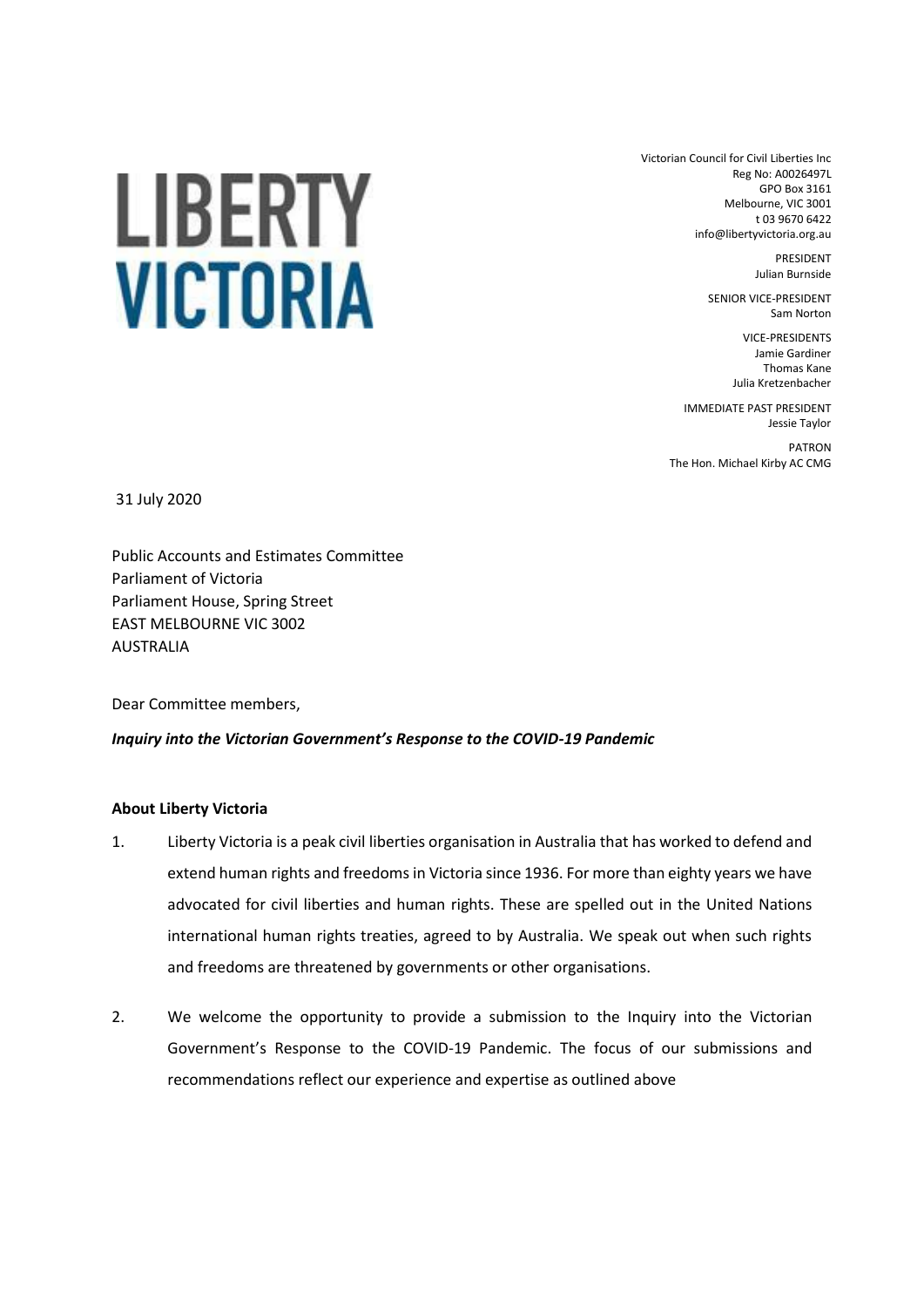# LIBERTY VICTORIA

Victorian Council for Civil Liberties Inc
Reg No: A0026497L
GPO Box 3161
Melbourne, VIC 3001
t 03 9670 6422
info@libertyvictoria.org.au

PRESIDENT
Julian Burnside

SENIOR VICE-PRESIDENT
Sam Norton

VICE-PRESIDENTS
Jamie Gardiner
Thomas Kane
Julia Kretzenbacher

IMMEDIATE PAST PRESIDENT
Jessie Taylor

PATRON
The Hon. Michael Kirby AC CMG

31 July 2020

Public Accounts and Estimates Committee
Parliament of Victoria
Parliament House, Spring Street
EAST MELBOURNE VIC 3002
AUSTRALIA

Dear Committee members,

***Inquiry into the Victorian Government's Response to the COVID-19 Pandemic***

**About Liberty Victoria**

1. Liberty Victoria is a peak civil liberties organisation in Australia that has worked to defend and extend human rights and freedoms in Victoria since 1936. For more than eighty years we have advocated for civil liberties and human rights. These are spelled out in the United Nations international human rights treaties, agreed to by Australia. We speak out when such rights and freedoms are threatened by governments or other organisations.

2. We welcome the opportunity to provide a submission to the Inquiry into the Victorian Government's Response to the COVID-19 Pandemic. The focus of our submissions and recommendations reflect our experience and expertise as outlined above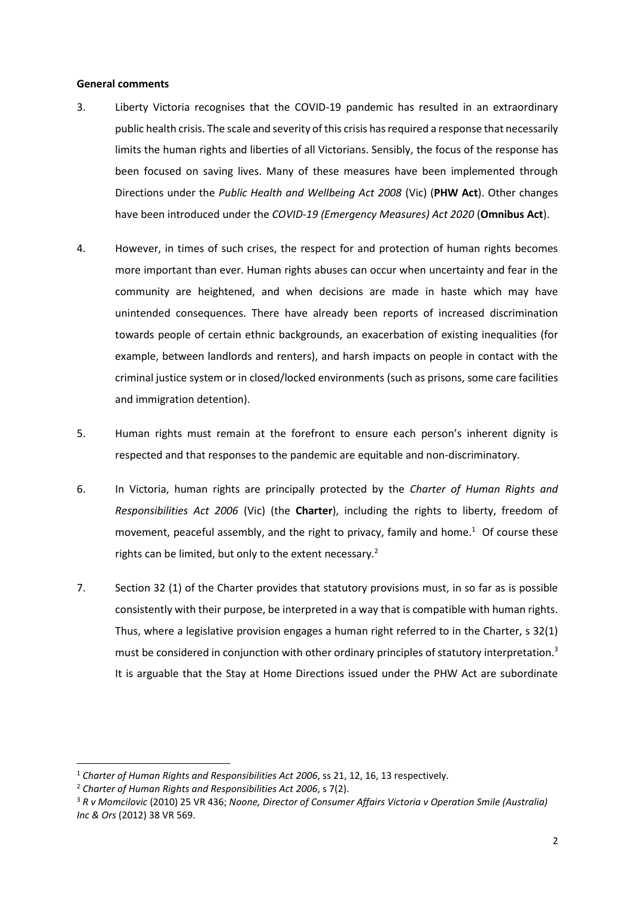**General comments**

3. Liberty Victoria recognises that the COVID-19 pandemic has resulted in an extraordinary public health crisis. The scale and severity of this crisis has required a response that necessarily limits the human rights and liberties of all Victorians. Sensibly, the focus of the response has been focused on saving lives. Many of these measures have been implemented through Directions under the *Public Health and Wellbeing Act 2008* (Vic) (**PHW Act**). Other changes have been introduced under the *COVID-19 (Emergency Measures) Act 2020* (**Omnibus Act**).

4. However, in times of such crises, the respect for and protection of human rights becomes more important than ever. Human rights abuses can occur when uncertainty and fear in the community are heightened, and when decisions are made in haste which may have unintended consequences. There have already been reports of increased discrimination towards people of certain ethnic backgrounds, an exacerbation of existing inequalities (for example, between landlords and renters), and harsh impacts on people in contact with the criminal justice system or in closed/locked environments (such as prisons, some care facilities and immigration detention).

5. Human rights must remain at the forefront to ensure each person's inherent dignity is respected and that responses to the pandemic are equitable and non-discriminatory.

6. In Victoria, human rights are principally protected by the *Charter of Human Rights and Responsibilities Act 2006* (Vic) (the **Charter**), including the rights to liberty, freedom of movement, peaceful assembly, and the right to privacy, family and home.[1] Of course these rights can be limited, but only to the extent necessary.[2]

7. Section 32 (1) of the Charter provides that statutory provisions must, in so far as is possible consistently with their purpose, be interpreted in a way that is compatible with human rights. Thus, where a legislative provision engages a human right referred to in the Charter, s 32(1) must be considered in conjunction with other ordinary principles of statutory interpretation.[3] It is arguable that the Stay at Home Directions issued under the PHW Act are subordinate

---

[1] *Charter of Human Rights and Responsibilities Act 2006*, ss 21, 12, 16, 13 respectively.

[2] *Charter of Human Rights and Responsibilities Act 2006*, s 7(2).

[3] *R v Momcilovic* (2010) 25 VR 436; *Noone, Director of Consumer Affairs Victoria v Operation Smile (Australia) Inc & Ors* (2012) 38 VR 569.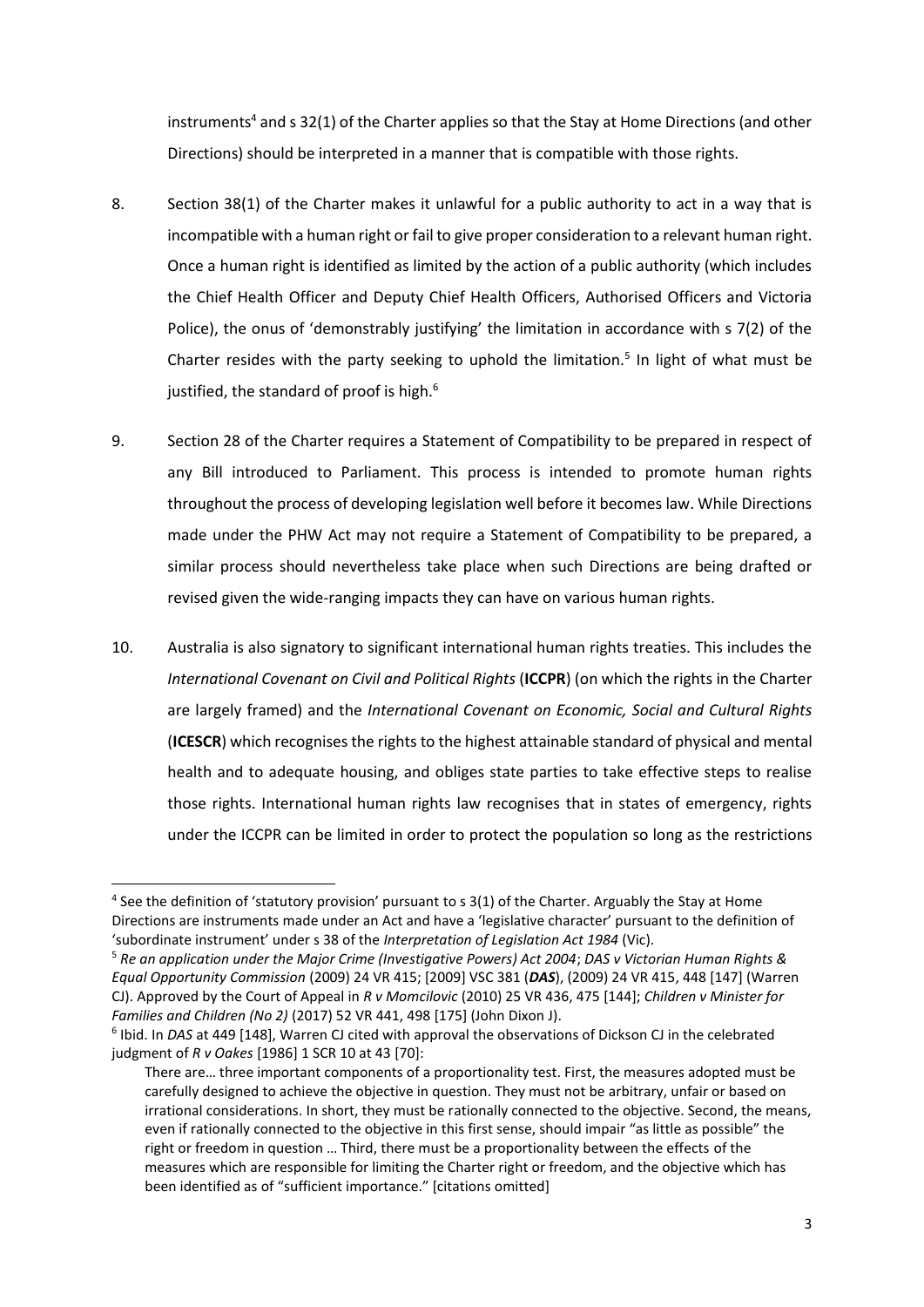instruments[4] and s 32(1) of the Charter applies so that the Stay at Home Directions (and other Directions) should be interpreted in a manner that is compatible with those rights.

8. Section 38(1) of the Charter makes it unlawful for a public authority to act in a way that is incompatible with a human right or fail to give proper consideration to a relevant human right. Once a human right is identified as limited by the action of a public authority (which includes the Chief Health Officer and Deputy Chief Health Officers, Authorised Officers and Victoria Police), the onus of 'demonstrably justifying' the limitation in accordance with s 7(2) of the Charter resides with the party seeking to uphold the limitation.[5] In light of what must be justified, the standard of proof is high.[6]

9. Section 28 of the Charter requires a Statement of Compatibility to be prepared in respect of any Bill introduced to Parliament. This process is intended to promote human rights throughout the process of developing legislation well before it becomes law. While Directions made under the PHW Act may not require a Statement of Compatibility to be prepared, a similar process should nevertheless take place when such Directions are being drafted or revised given the wide-ranging impacts they can have on various human rights.

10. Australia is also signatory to significant international human rights treaties. This includes the *International Covenant on Civil and Political Rights* (**ICCPR**) (on which the rights in the Charter are largely framed) and the *International Covenant on Economic, Social and Cultural Rights* (**ICESCR**) which recognises the rights to the highest attainable standard of physical and mental health and to adequate housing, and obliges state parties to take effective steps to realise those rights. International human rights law recognises that in states of emergency, rights under the ICCPR can be limited in order to protect the population so long as the restrictions

---

[4] See the definition of 'statutory provision' pursuant to s 3(1) of the Charter. Arguably the Stay at Home Directions are instruments made under an Act and have a 'legislative character' pursuant to the definition of 'subordinate instrument' under s 38 of the *Interpretation of Legislation Act 1984* (Vic).

[5] *Re an application under the Major Crime (Investigative Powers) Act 2004*; *DAS v Victorian Human Rights & Equal Opportunity Commission* (2009) 24 VR 415; [2009] VSC 381 (***DAS***), (2009) 24 VR 415, 448 [147] (Warren CJ). Approved by the Court of Appeal in *R v Momcilovic* (2010) 25 VR 436, 475 [144]; *Children v Minister for Families and Children (No 2)* (2017) 52 VR 441, 498 [175] (John Dixon J).

[6] Ibid. In *DAS* at 449 [148], Warren CJ cited with approval the observations of Dickson CJ in the celebrated judgment of *R v Oakes* [1986] 1 SCR 10 at 43 [70]:

> There are… three important components of a proportionality test. First, the measures adopted must be carefully designed to achieve the objective in question. They must not be arbitrary, unfair or based on irrational considerations. In short, they must be rationally connected to the objective. Second, the means, even if rationally connected to the objective in this first sense, should impair "as little as possible" the right or freedom in question … Third, there must be a proportionality between the effects of the measures which are responsible for limiting the Charter right or freedom, and the objective which has been identified as of "sufficient importance." [citations omitted]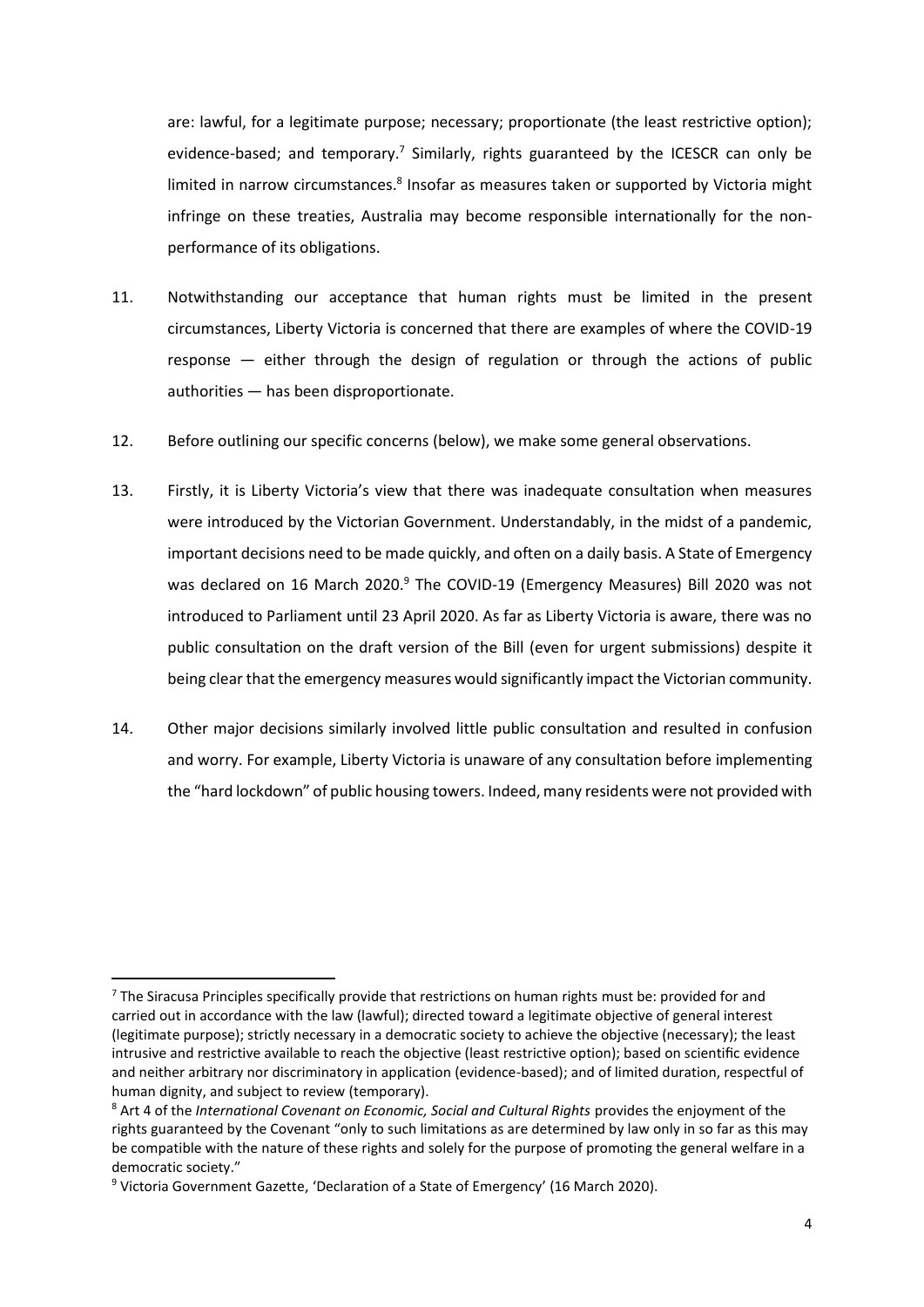are: lawful, for a legitimate purpose; necessary; proportionate (the least restrictive option); evidence-based; and temporary.[7] Similarly, rights guaranteed by the ICESCR can only be limited in narrow circumstances.[8] Insofar as measures taken or supported by Victoria might infringe on these treaties, Australia may become responsible internationally for the non-performance of its obligations.

11. Notwithstanding our acceptance that human rights must be limited in the present circumstances, Liberty Victoria is concerned that there are examples of where the COVID-19 response — either through the design of regulation or through the actions of public authorities — has been disproportionate.

12. Before outlining our specific concerns (below), we make some general observations.

13. Firstly, it is Liberty Victoria's view that there was inadequate consultation when measures were introduced by the Victorian Government. Understandably, in the midst of a pandemic, important decisions need to be made quickly, and often on a daily basis. A State of Emergency was declared on 16 March 2020.[9] The COVID-19 (Emergency Measures) Bill 2020 was not introduced to Parliament until 23 April 2020. As far as Liberty Victoria is aware, there was no public consultation on the draft version of the Bill (even for urgent submissions) despite it being clear that the emergency measures would significantly impact the Victorian community.

14. Other major decisions similarly involved little public consultation and resulted in confusion and worry. For example, Liberty Victoria is unaware of any consultation before implementing the "hard lockdown" of public housing towers. Indeed, many residents were not provided with

---

[7] The Siracusa Principles specifically provide that restrictions on human rights must be: provided for and carried out in accordance with the law (lawful); directed toward a legitimate objective of general interest (legitimate purpose); strictly necessary in a democratic society to achieve the objective (necessary); the least intrusive and restrictive available to reach the objective (least restrictive option); based on scientific evidence and neither arbitrary nor discriminatory in application (evidence-based); and of limited duration, respectful of human dignity, and subject to review (temporary).

[8] Art 4 of the *International Covenant on Economic, Social and Cultural Rights* provides the enjoyment of the rights guaranteed by the Covenant "only to such limitations as are determined by law only in so far as this may be compatible with the nature of these rights and solely for the purpose of promoting the general welfare in a democratic society."

[9] Victoria Government Gazette, 'Declaration of a State of Emergency' (16 March 2020).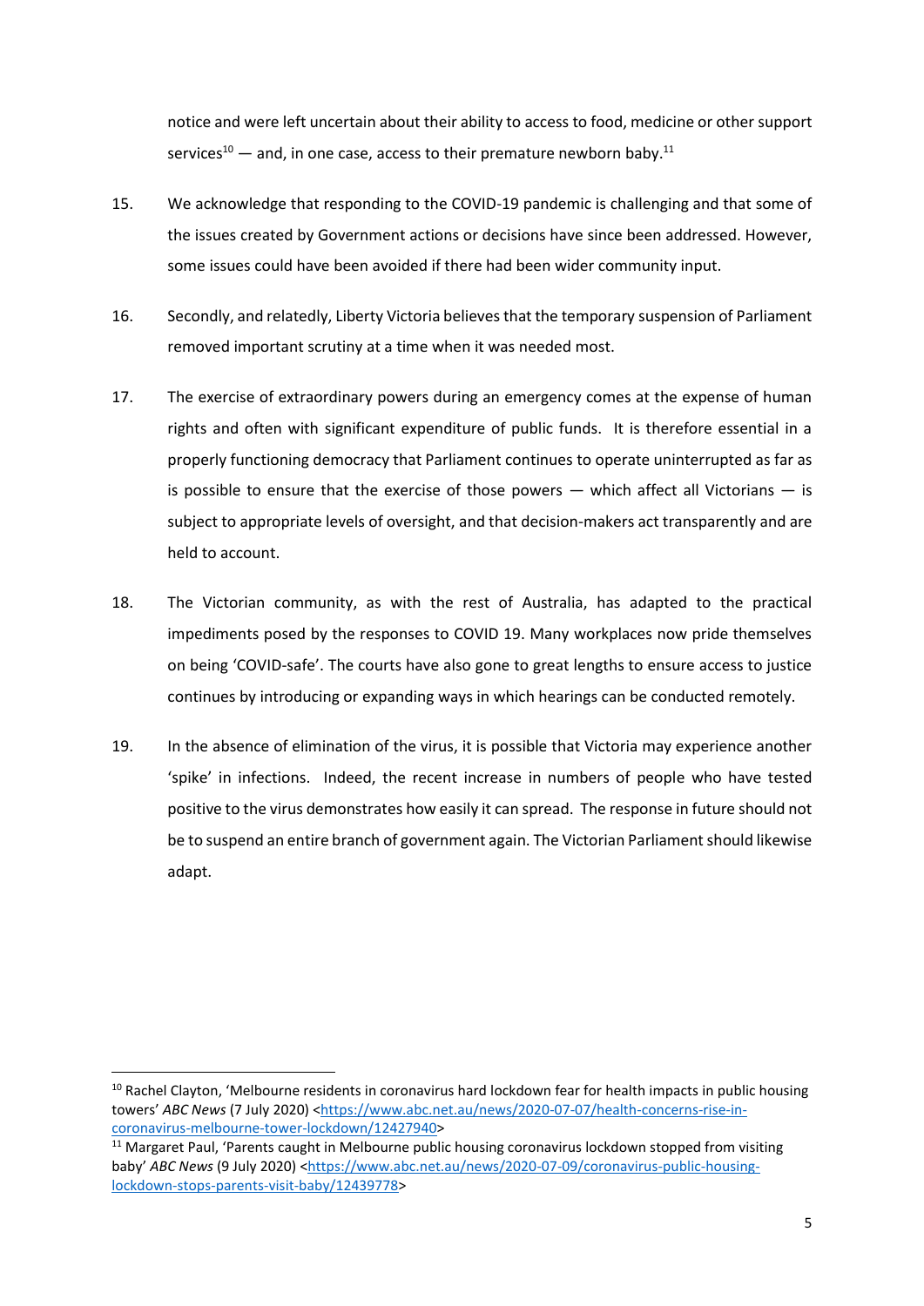notice and were left uncertain about their ability to access to food, medicine or other support services[10] — and, in one case, access to their premature newborn baby.[11]

15. We acknowledge that responding to the COVID-19 pandemic is challenging and that some of the issues created by Government actions or decisions have since been addressed. However, some issues could have been avoided if there had been wider community input.

16. Secondly, and relatedly, Liberty Victoria believes that the temporary suspension of Parliament removed important scrutiny at a time when it was needed most.

17. The exercise of extraordinary powers during an emergency comes at the expense of human rights and often with significant expenditure of public funds. It is therefore essential in a properly functioning democracy that Parliament continues to operate uninterrupted as far as is possible to ensure that the exercise of those powers — which affect all Victorians — is subject to appropriate levels of oversight, and that decision-makers act transparently and are held to account.

18. The Victorian community, as with the rest of Australia, has adapted to the practical impediments posed by the responses to COVID 19. Many workplaces now pride themselves on being 'COVID-safe'. The courts have also gone to great lengths to ensure access to justice continues by introducing or expanding ways in which hearings can be conducted remotely.

19. In the absence of elimination of the virus, it is possible that Victoria may experience another 'spike' in infections. Indeed, the recent increase in numbers of people who have tested positive to the virus demonstrates how easily it can spread. The response in future should not be to suspend an entire branch of government again. The Victorian Parliament should likewise adapt.

---

[10] Rachel Clayton, 'Melbourne residents in coronavirus hard lockdown fear for health impacts in public housing towers' *ABC News* (7 July 2020) <https://www.abc.net.au/news/2020-07-07/health-concerns-rise-in-coronavirus-melbourne-tower-lockdown/12427940>

[11] Margaret Paul, 'Parents caught in Melbourne public housing coronavirus lockdown stopped from visiting baby' *ABC News* (9 July 2020) <https://www.abc.net.au/news/2020-07-09/coronavirus-public-housing-lockdown-stops-parents-visit-baby/12439778>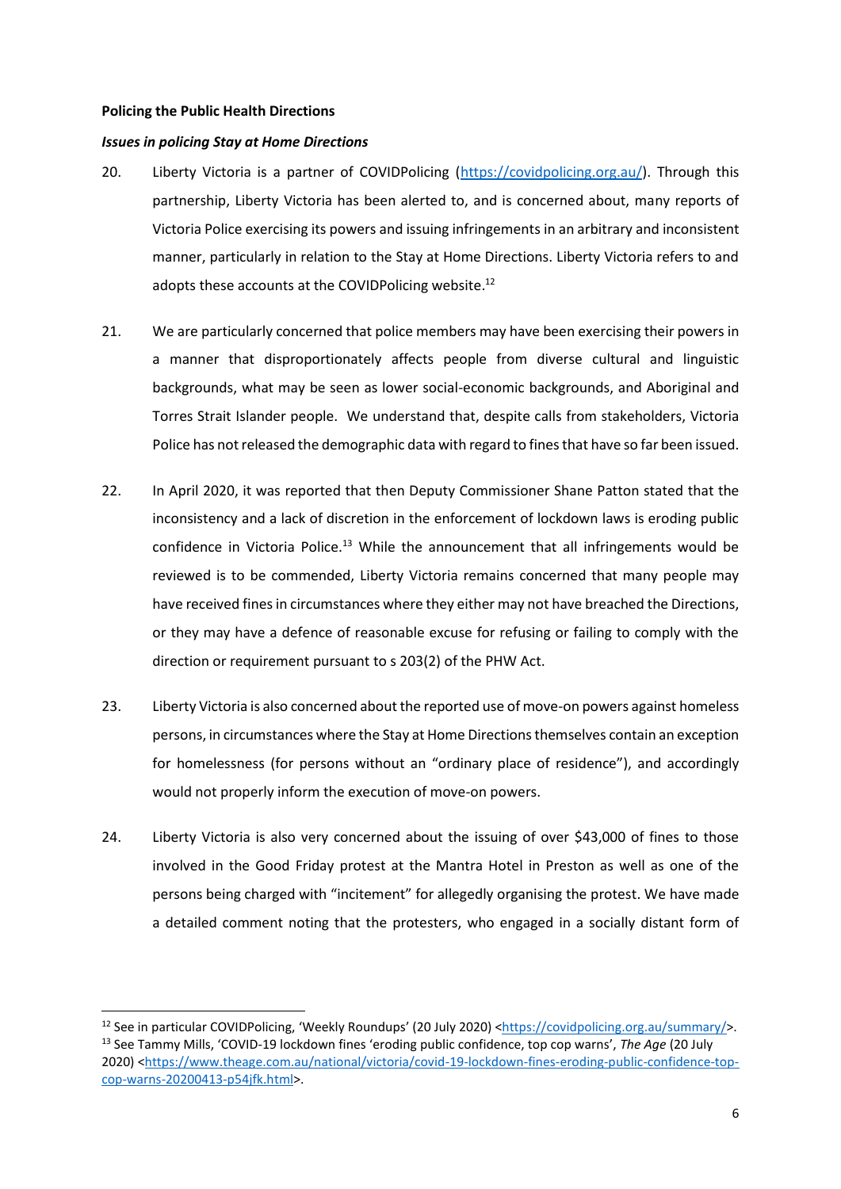**Policing the Public Health Directions**

***Issues in policing Stay at Home Directions***

20. Liberty Victoria is a partner of COVIDPolicing (https://covidpolicing.org.au/). Through this partnership, Liberty Victoria has been alerted to, and is concerned about, many reports of Victoria Police exercising its powers and issuing infringements in an arbitrary and inconsistent manner, particularly in relation to the Stay at Home Directions. Liberty Victoria refers to and adopts these accounts at the COVIDPolicing website.[12]

21. We are particularly concerned that police members may have been exercising their powers in a manner that disproportionately affects people from diverse cultural and linguistic backgrounds, what may be seen as lower social-economic backgrounds, and Aboriginal and Torres Strait Islander people. We understand that, despite calls from stakeholders, Victoria Police has not released the demographic data with regard to fines that have so far been issued.

22. In April 2020, it was reported that then Deputy Commissioner Shane Patton stated that the inconsistency and a lack of discretion in the enforcement of lockdown laws is eroding public confidence in Victoria Police.[13] While the announcement that all infringements would be reviewed is to be commended, Liberty Victoria remains concerned that many people may have received fines in circumstances where they either may not have breached the Directions, or they may have a defence of reasonable excuse for refusing or failing to comply with the direction or requirement pursuant to s 203(2) of the PHW Act.

23. Liberty Victoria is also concerned about the reported use of move-on powers against homeless persons, in circumstances where the Stay at Home Directions themselves contain an exception for homelessness (for persons without an "ordinary place of residence"), and accordingly would not properly inform the execution of move-on powers.

24. Liberty Victoria is also very concerned about the issuing of over $43,000 of fines to those involved in the Good Friday protest at the Mantra Hotel in Preston as well as one of the persons being charged with "incitement" for allegedly organising the protest. We have made a detailed comment noting that the protesters, who engaged in a socially distant form of

---

[12] See in particular COVIDPolicing, 'Weekly Roundups' (20 July 2020) <https://covidpolicing.org.au/summary/>.

[13] See Tammy Mills, 'COVID-19 lockdown fines 'eroding public confidence, top cop warns', *The Age* (20 July 2020) <https://www.theage.com.au/national/victoria/covid-19-lockdown-fines-eroding-public-confidence-top-cop-warns-20200413-p54jfk.html>.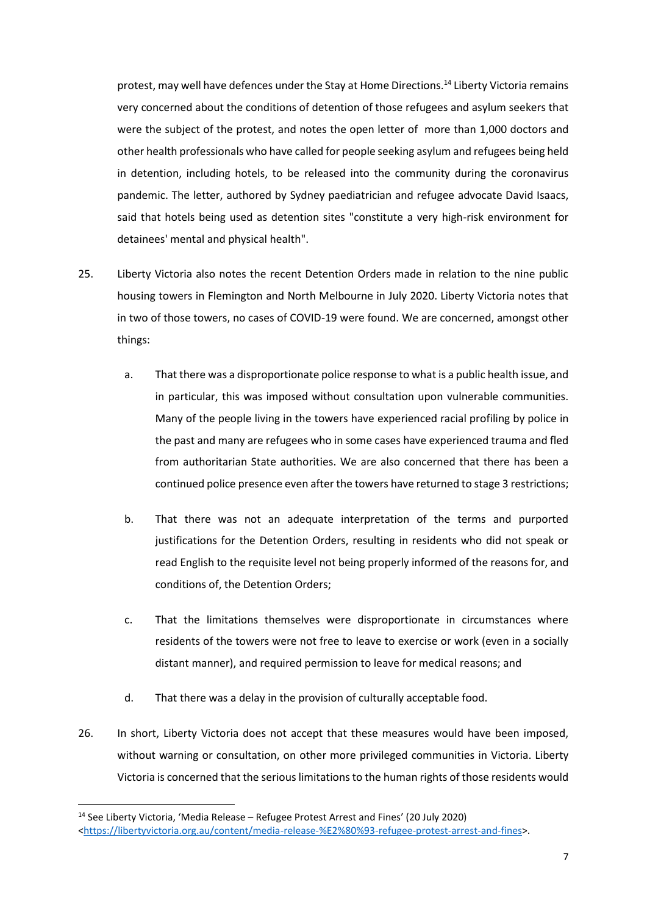protest, may well have defences under the Stay at Home Directions.[14] Liberty Victoria remains very concerned about the conditions of detention of those refugees and asylum seekers that were the subject of the protest, and notes the open letter of more than 1,000 doctors and other health professionals who have called for people seeking asylum and refugees being held in detention, including hotels, to be released into the community during the coronavirus pandemic. The letter, authored by Sydney paediatrician and refugee advocate David Isaacs, said that hotels being used as detention sites "constitute a very high-risk environment for detainees' mental and physical health".

25. Liberty Victoria also notes the recent Detention Orders made in relation to the nine public housing towers in Flemington and North Melbourne in July 2020. Liberty Victoria notes that in two of those towers, no cases of COVID-19 were found. We are concerned, amongst other things:

    a. That there was a disproportionate police response to what is a public health issue, and in particular, this was imposed without consultation upon vulnerable communities. Many of the people living in the towers have experienced racial profiling by police in the past and many are refugees who in some cases have experienced trauma and fled from authoritarian State authorities. We are also concerned that there has been a continued police presence even after the towers have returned to stage 3 restrictions;

    b. That there was not an adequate interpretation of the terms and purported justifications for the Detention Orders, resulting in residents who did not speak or read English to the requisite level not being properly informed of the reasons for, and conditions of, the Detention Orders;

    c. That the limitations themselves were disproportionate in circumstances where residents of the towers were not free to leave to exercise or work (even in a socially distant manner), and required permission to leave for medical reasons; and

    d. That there was a delay in the provision of culturally acceptable food.

26. In short, Liberty Victoria does not accept that these measures would have been imposed, without warning or consultation, on other more privileged communities in Victoria. Liberty Victoria is concerned that the serious limitations to the human rights of those residents would

---

[14] See Liberty Victoria, 'Media Release – Refugee Protest Arrest and Fines' (20 July 2020) <https://libertyvictoria.org.au/content/media-release-%E2%80%93-refugee-protest-arrest-and-fines>.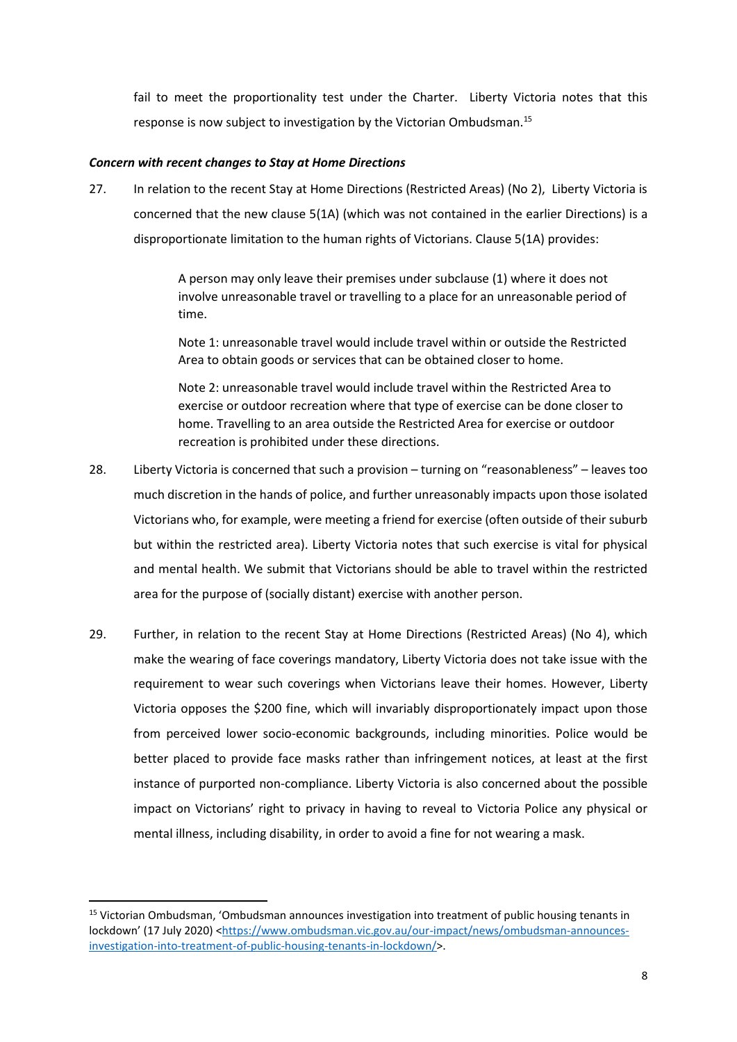fail to meet the proportionality test under the Charter. Liberty Victoria notes that this response is now subject to investigation by the Victorian Ombudsman.[15]

***Concern with recent changes to Stay at Home Directions***

27. In relation to the recent Stay at Home Directions (Restricted Areas) (No 2), Liberty Victoria is concerned that the new clause 5(1A) (which was not contained in the earlier Directions) is a disproportionate limitation to the human rights of Victorians. Clause 5(1A) provides:

   > A person may only leave their premises under subclause (1) where it does not involve unreasonable travel or travelling to a place for an unreasonable period of time.
   >
   > Note 1: unreasonable travel would include travel within or outside the Restricted Area to obtain goods or services that can be obtained closer to home.
   >
   > Note 2: unreasonable travel would include travel within the Restricted Area to exercise or outdoor recreation where that type of exercise can be done closer to home. Travelling to an area outside the Restricted Area for exercise or outdoor recreation is prohibited under these directions.

28. Liberty Victoria is concerned that such a provision – turning on "reasonableness" – leaves too much discretion in the hands of police, and further unreasonably impacts upon those isolated Victorians who, for example, were meeting a friend for exercise (often outside of their suburb but within the restricted area). Liberty Victoria notes that such exercise is vital for physical and mental health. We submit that Victorians should be able to travel within the restricted area for the purpose of (socially distant) exercise with another person.

29. Further, in relation to the recent Stay at Home Directions (Restricted Areas) (No 4), which make the wearing of face coverings mandatory, Liberty Victoria does not take issue with the requirement to wear such coverings when Victorians leave their homes. However, Liberty Victoria opposes the $200 fine, which will invariably disproportionately impact upon those from perceived lower socio-economic backgrounds, including minorities. Police would be better placed to provide face masks rather than infringement notices, at least at the first instance of purported non-compliance. Liberty Victoria is also concerned about the possible impact on Victorians' right to privacy in having to reveal to Victoria Police any physical or mental illness, including disability, in order to avoid a fine for not wearing a mask.

---

[15] Victorian Ombudsman, 'Ombudsman announces investigation into treatment of public housing tenants in lockdown' (17 July 2020) <https://www.ombudsman.vic.gov.au/our-impact/news/ombudsman-announces-investigation-into-treatment-of-public-housing-tenants-in-lockdown/>.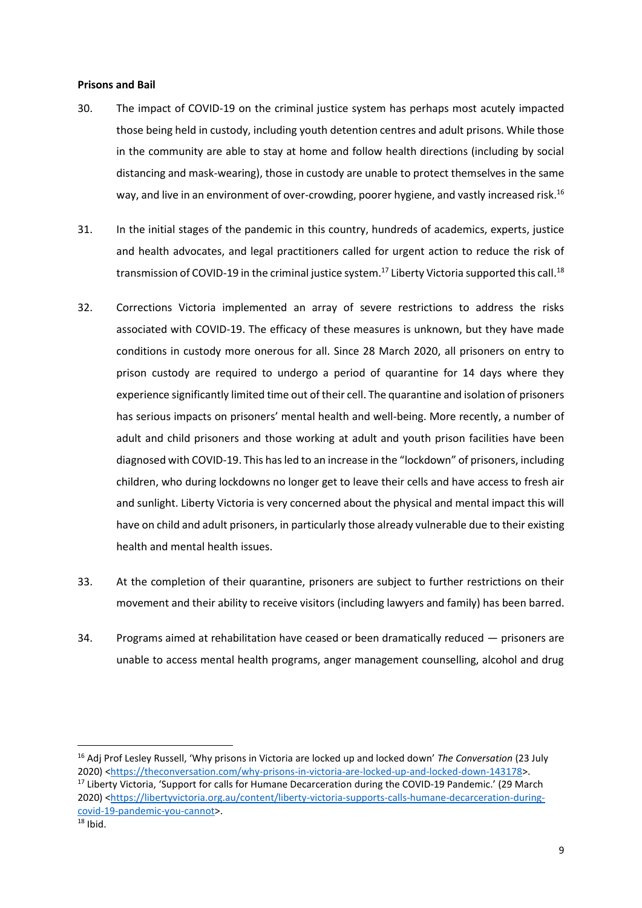**Prisons and Bail**

30. The impact of COVID-19 on the criminal justice system has perhaps most acutely impacted those being held in custody, including youth detention centres and adult prisons. While those in the community are able to stay at home and follow health directions (including by social distancing and mask-wearing), those in custody are unable to protect themselves in the same way, and live in an environment of over-crowding, poorer hygiene, and vastly increased risk.[16]

31. In the initial stages of the pandemic in this country, hundreds of academics, experts, justice and health advocates, and legal practitioners called for urgent action to reduce the risk of transmission of COVID-19 in the criminal justice system.[17] Liberty Victoria supported this call.[18]

32. Corrections Victoria implemented an array of severe restrictions to address the risks associated with COVID-19. The efficacy of these measures is unknown, but they have made conditions in custody more onerous for all. Since 28 March 2020, all prisoners on entry to prison custody are required to undergo a period of quarantine for 14 days where they experience significantly limited time out of their cell. The quarantine and isolation of prisoners has serious impacts on prisoners' mental health and well-being. More recently, a number of adult and child prisoners and those working at adult and youth prison facilities have been diagnosed with COVID-19. This has led to an increase in the "lockdown" of prisoners, including children, who during lockdowns no longer get to leave their cells and have access to fresh air and sunlight. Liberty Victoria is very concerned about the physical and mental impact this will have on child and adult prisoners, in particularly those already vulnerable due to their existing health and mental health issues.

33. At the completion of their quarantine, prisoners are subject to further restrictions on their movement and their ability to receive visitors (including lawyers and family) has been barred.

34. Programs aimed at rehabilitation have ceased or been dramatically reduced — prisoners are unable to access mental health programs, anger management counselling, alcohol and drug

---

[16] Adj Prof Lesley Russell, 'Why prisons in Victoria are locked up and locked down' *The Conversation* (23 July 2020) <https://theconversation.com/why-prisons-in-victoria-are-locked-up-and-locked-down-143178>.

[17] Liberty Victoria, 'Support for calls for Humane Decarceration during the COVID-19 Pandemic.' (29 March 2020) <https://libertyvictoria.org.au/content/liberty-victoria-supports-calls-humane-decarceration-during-covid-19-pandemic-you-cannot>.

[18] Ibid.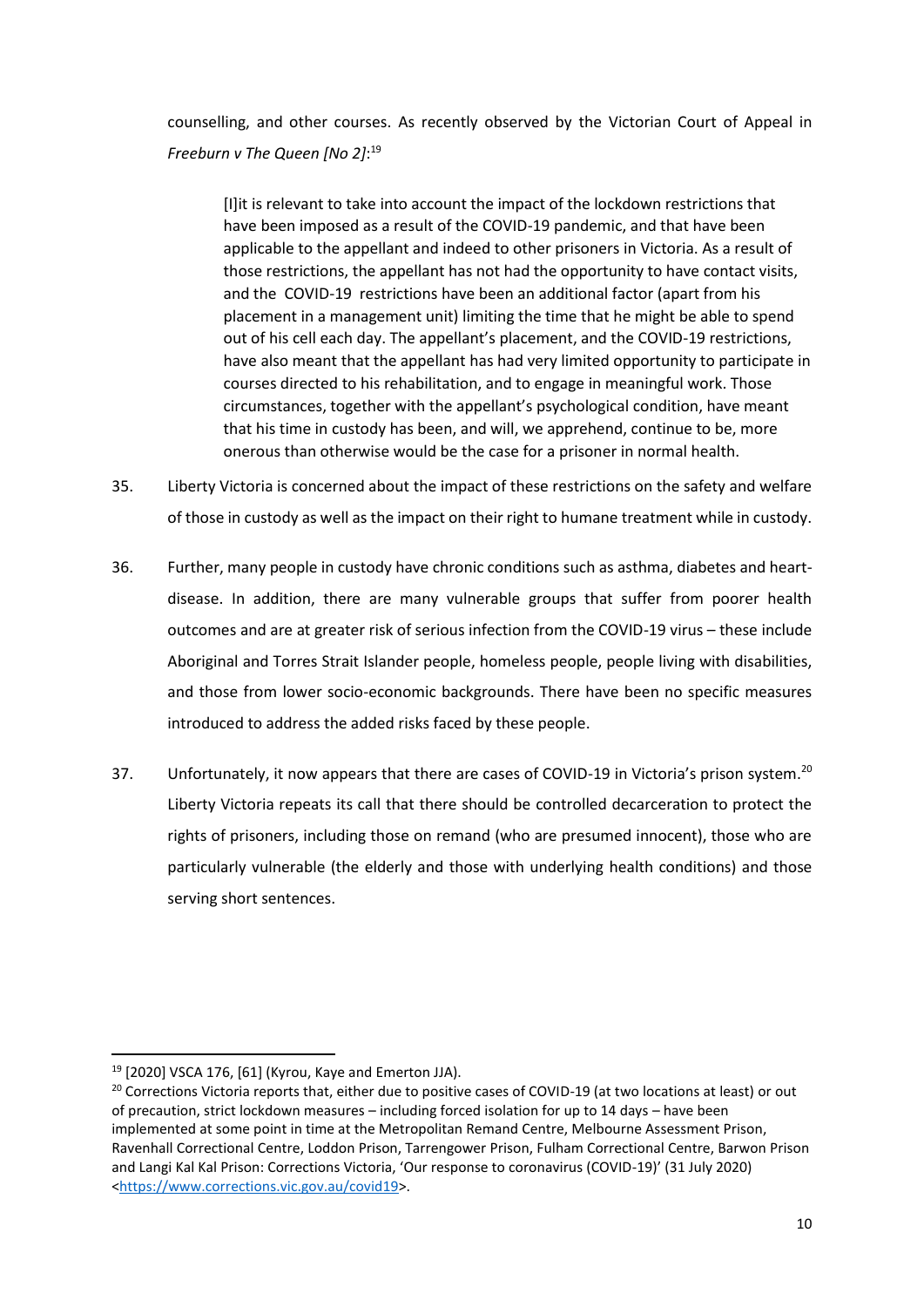counselling, and other courses. As recently observed by the Victorian Court of Appeal in *Freeburn v The Queen [No 2]*:[19]

> [I]it is relevant to take into account the impact of the lockdown restrictions that have been imposed as a result of the COVID-19 pandemic, and that have been applicable to the appellant and indeed to other prisoners in Victoria. As a result of those restrictions, the appellant has not had the opportunity to have contact visits, and the COVID-19 restrictions have been an additional factor (apart from his placement in a management unit) limiting the time that he might be able to spend out of his cell each day. The appellant's placement, and the COVID-19 restrictions, have also meant that the appellant has had very limited opportunity to participate in courses directed to his rehabilitation, and to engage in meaningful work. Those circumstances, together with the appellant's psychological condition, have meant that his time in custody has been, and will, we apprehend, continue to be, more onerous than otherwise would be the case for a prisoner in normal health.

35. Liberty Victoria is concerned about the impact of these restrictions on the safety and welfare of those in custody as well as the impact on their right to humane treatment while in custody.

36. Further, many people in custody have chronic conditions such as asthma, diabetes and heart-disease. In addition, there are many vulnerable groups that suffer from poorer health outcomes and are at greater risk of serious infection from the COVID-19 virus – these include Aboriginal and Torres Strait Islander people, homeless people, people living with disabilities, and those from lower socio-economic backgrounds. There have been no specific measures introduced to address the added risks faced by these people.

37. Unfortunately, it now appears that there are cases of COVID-19 in Victoria's prison system.[20] Liberty Victoria repeats its call that there should be controlled decarceration to protect the rights of prisoners, including those on remand (who are presumed innocent), those who are particularly vulnerable (the elderly and those with underlying health conditions) and those serving short sentences.

---

[19] [2020] VSCA 176, [61] (Kyrou, Kaye and Emerton JJA).

[20] Corrections Victoria reports that, either due to positive cases of COVID-19 (at two locations at least) or out of precaution, strict lockdown measures – including forced isolation for up to 14 days – have been implemented at some point in time at the Metropolitan Remand Centre, Melbourne Assessment Prison, Ravenhall Correctional Centre, Loddon Prison, Tarrengower Prison, Fulham Correctional Centre, Barwon Prison and Langi Kal Kal Prison: Corrections Victoria, 'Our response to coronavirus (COVID-19)' (31 July 2020) <https://www.corrections.vic.gov.au/covid19>.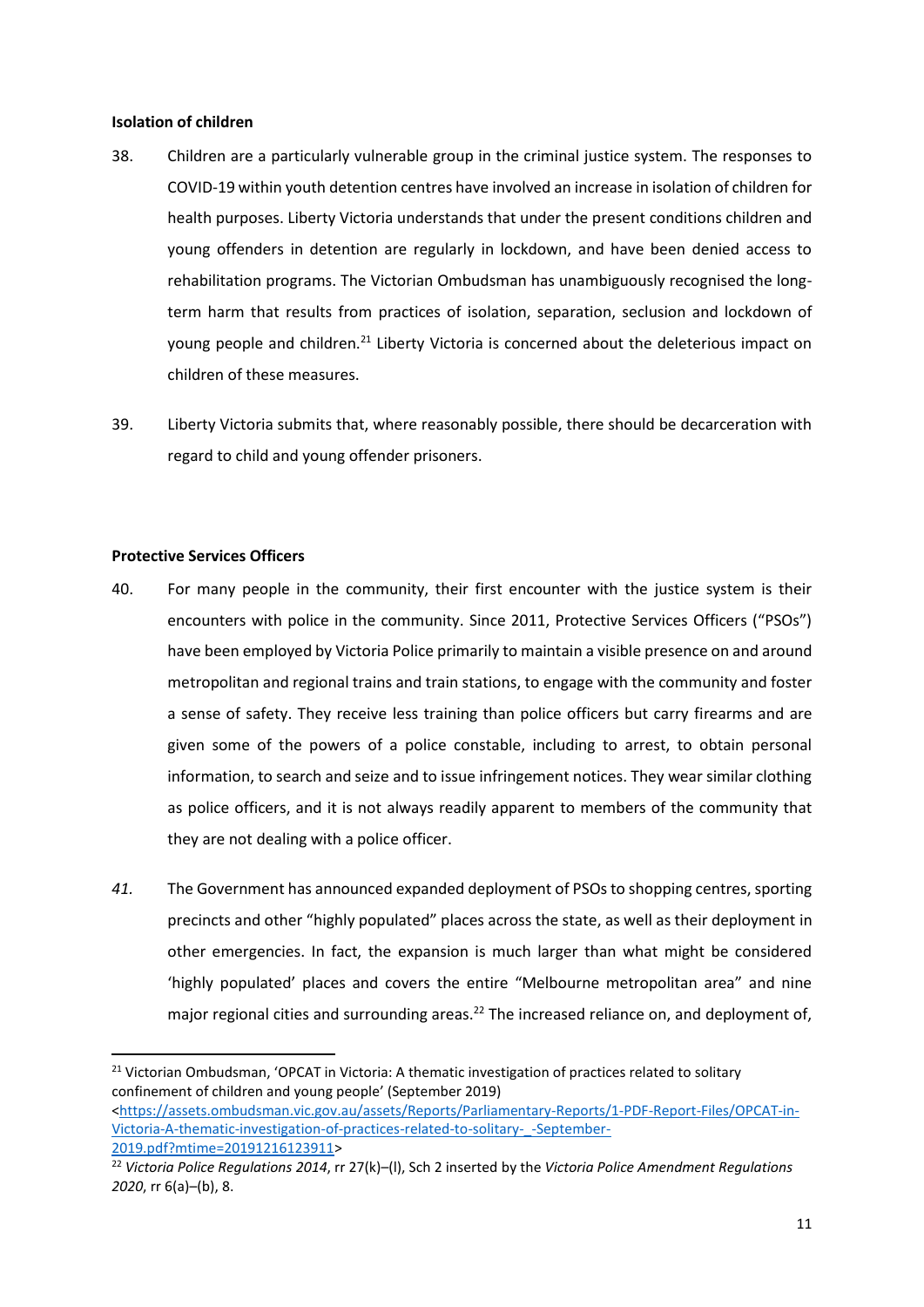**Isolation of children**

38. Children are a particularly vulnerable group in the criminal justice system. The responses to COVID-19 within youth detention centres have involved an increase in isolation of children for health purposes. Liberty Victoria understands that under the present conditions children and young offenders in detention are regularly in lockdown, and have been denied access to rehabilitation programs. The Victorian Ombudsman has unambiguously recognised the long-term harm that results from practices of isolation, separation, seclusion and lockdown of young people and children.[21] Liberty Victoria is concerned about the deleterious impact on children of these measures.

39. Liberty Victoria submits that, where reasonably possible, there should be decarceration with regard to child and young offender prisoners.

**Protective Services Officers**

40. For many people in the community, their first encounter with the justice system is their encounters with police in the community. Since 2011, Protective Services Officers ("PSOs") have been employed by Victoria Police primarily to maintain a visible presence on and around metropolitan and regional trains and train stations, to engage with the community and foster a sense of safety. They receive less training than police officers but carry firearms and are given some of the powers of a police constable, including to arrest, to obtain personal information, to search and seize and to issue infringement notices. They wear similar clothing as police officers, and it is not always readily apparent to members of the community that they are not dealing with a police officer.

*41.* The Government has announced expanded deployment of PSOs to shopping centres, sporting precincts and other "highly populated" places across the state, as well as their deployment in other emergencies. In fact, the expansion is much larger than what might be considered 'highly populated' places and covers the entire "Melbourne metropolitan area" and nine major regional cities and surrounding areas.[22] The increased reliance on, and deployment of,

---

[21] Victorian Ombudsman, 'OPCAT in Victoria: A thematic investigation of practices related to solitary confinement of children and young people' (September 2019) <https://assets.ombudsman.vic.gov.au/assets/Reports/Parliamentary-Reports/1-PDF-Report-Files/OPCAT-in-Victoria-A-thematic-investigation-of-practices-related-to-solitary-_-September-2019.pdf?mtime=20191216123911>

[22] *Victoria Police Regulations 2014*, rr 27(k)–(l), Sch 2 inserted by the *Victoria Police Amendment Regulations 2020*, rr 6(a)–(b), 8.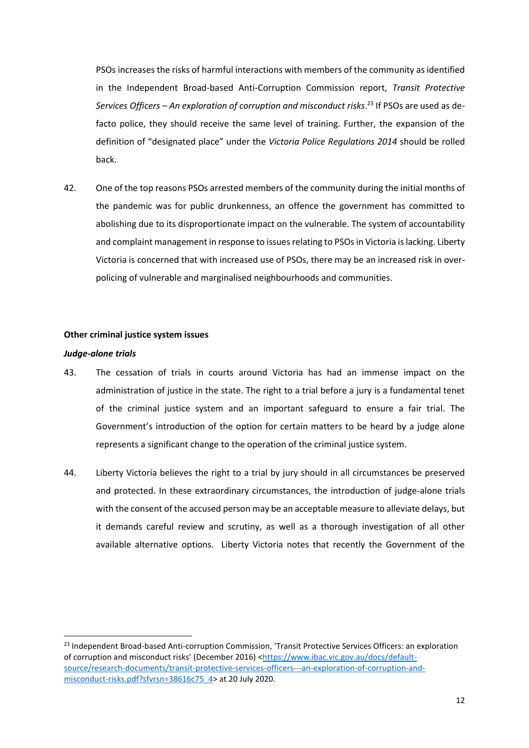PSOs increases the risks of harmful interactions with members of the community as identified in the Independent Broad-based Anti-Corruption Commission report, *Transit Protective Services Officers – An exploration of corruption and misconduct risks*.[23] If PSOs are used as de-facto police, they should receive the same level of training. Further, the expansion of the definition of "designated place" under the *Victoria Police Regulations 2014* should be rolled back.

42. One of the top reasons PSOs arrested members of the community during the initial months of the pandemic was for public drunkenness, an offence the government has committed to abolishing due to its disproportionate impact on the vulnerable. The system of accountability and complaint management in response to issues relating to PSOs in Victoria is lacking. Liberty Victoria is concerned that with increased use of PSOs, there may be an increased risk in over-policing of vulnerable and marginalised neighbourhoods and communities.

**Other criminal justice system issues**

***Judge-alone trials***

43. The cessation of trials in courts around Victoria has had an immense impact on the administration of justice in the state. The right to a trial before a jury is a fundamental tenet of the criminal justice system and an important safeguard to ensure a fair trial. The Government's introduction of the option for certain matters to be heard by a judge alone represents a significant change to the operation of the criminal justice system.

44. Liberty Victoria believes the right to a trial by jury should in all circumstances be preserved and protected. In these extraordinary circumstances, the introduction of judge-alone trials with the consent of the accused person may be an acceptable measure to alleviate delays, but it demands careful review and scrutiny, as well as a thorough investigation of all other available alternative options. Liberty Victoria notes that recently the Government of the

[23] Independent Broad-based Anti-corruption Commission, 'Transit Protective Services Officers: an exploration of corruption and misconduct risks' (December 2016) <https://www.ibac.vic.gov.au/docs/default-source/research-documents/transit-protective-services-officers---an-exploration-of-corruption-and-misconduct-risks.pdf?sfvrsn=38616c75_4> at 20 July 2020.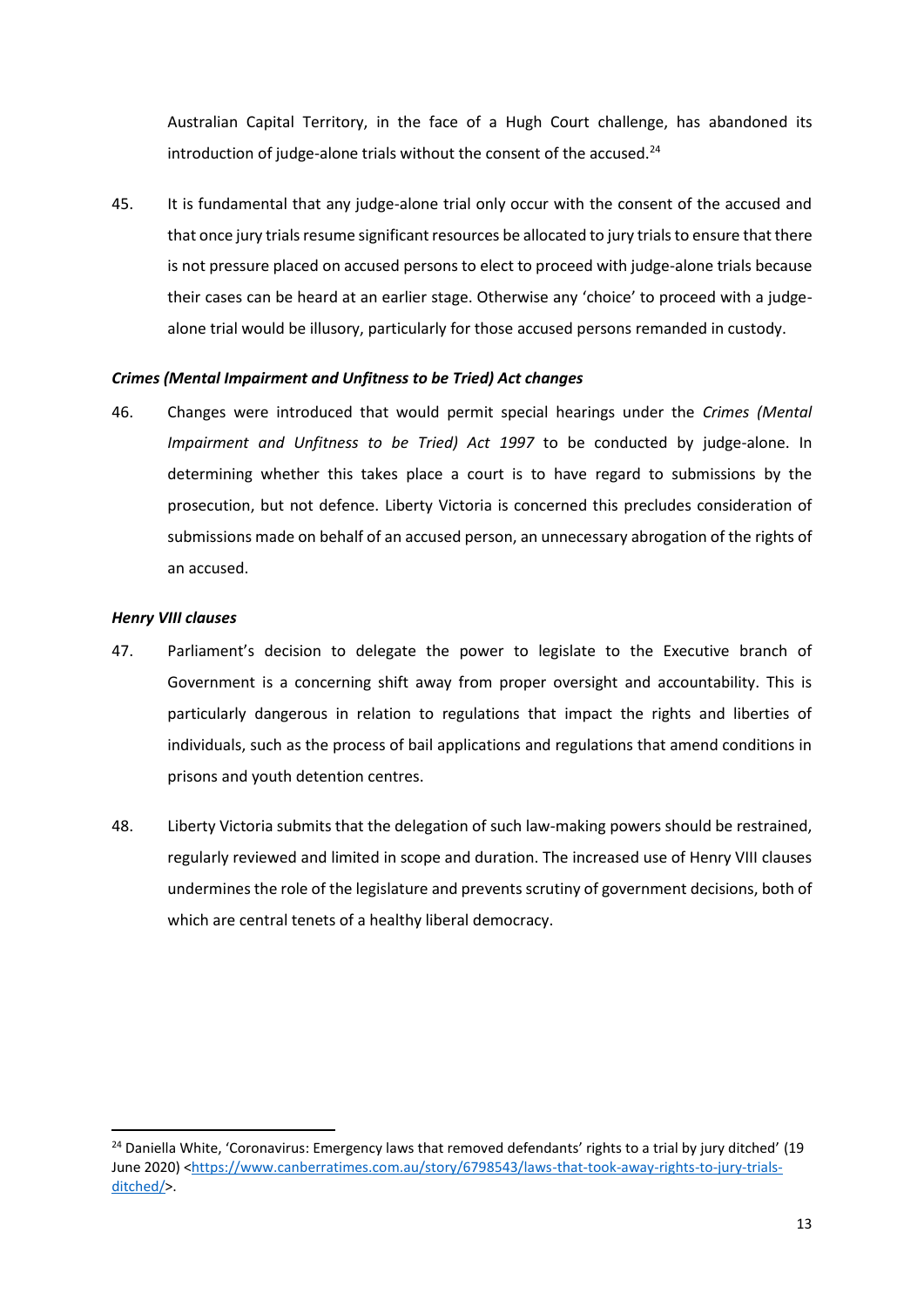Australian Capital Territory, in the face of a Hugh Court challenge, has abandoned its introduction of judge-alone trials without the consent of the accused.[24]

45. It is fundamental that any judge-alone trial only occur with the consent of the accused and that once jury trials resume significant resources be allocated to jury trials to ensure that there is not pressure placed on accused persons to elect to proceed with judge-alone trials because their cases can be heard at an earlier stage. Otherwise any 'choice' to proceed with a judge-alone trial would be illusory, particularly for those accused persons remanded in custody.

***Crimes (Mental Impairment and Unfitness to be Tried) Act changes***

46. Changes were introduced that would permit special hearings under the *Crimes (Mental Impairment and Unfitness to be Tried) Act 1997* to be conducted by judge-alone. In determining whether this takes place a court is to have regard to submissions by the prosecution, but not defence. Liberty Victoria is concerned this precludes consideration of submissions made on behalf of an accused person, an unnecessary abrogation of the rights of an accused.

***Henry VIII clauses***

47. Parliament's decision to delegate the power to legislate to the Executive branch of Government is a concerning shift away from proper oversight and accountability. This is particularly dangerous in relation to regulations that impact the rights and liberties of individuals, such as the process of bail applications and regulations that amend conditions in prisons and youth detention centres.

48. Liberty Victoria submits that the delegation of such law-making powers should be restrained, regularly reviewed and limited in scope and duration. The increased use of Henry VIII clauses undermines the role of the legislature and prevents scrutiny of government decisions, both of which are central tenets of a healthy liberal democracy.

---

[24] Daniella White, 'Coronavirus: Emergency laws that removed defendants' rights to a trial by jury ditched' (19 June 2020) <https://www.canberratimes.com.au/story/6798543/laws-that-took-away-rights-to-jury-trials-ditched/>.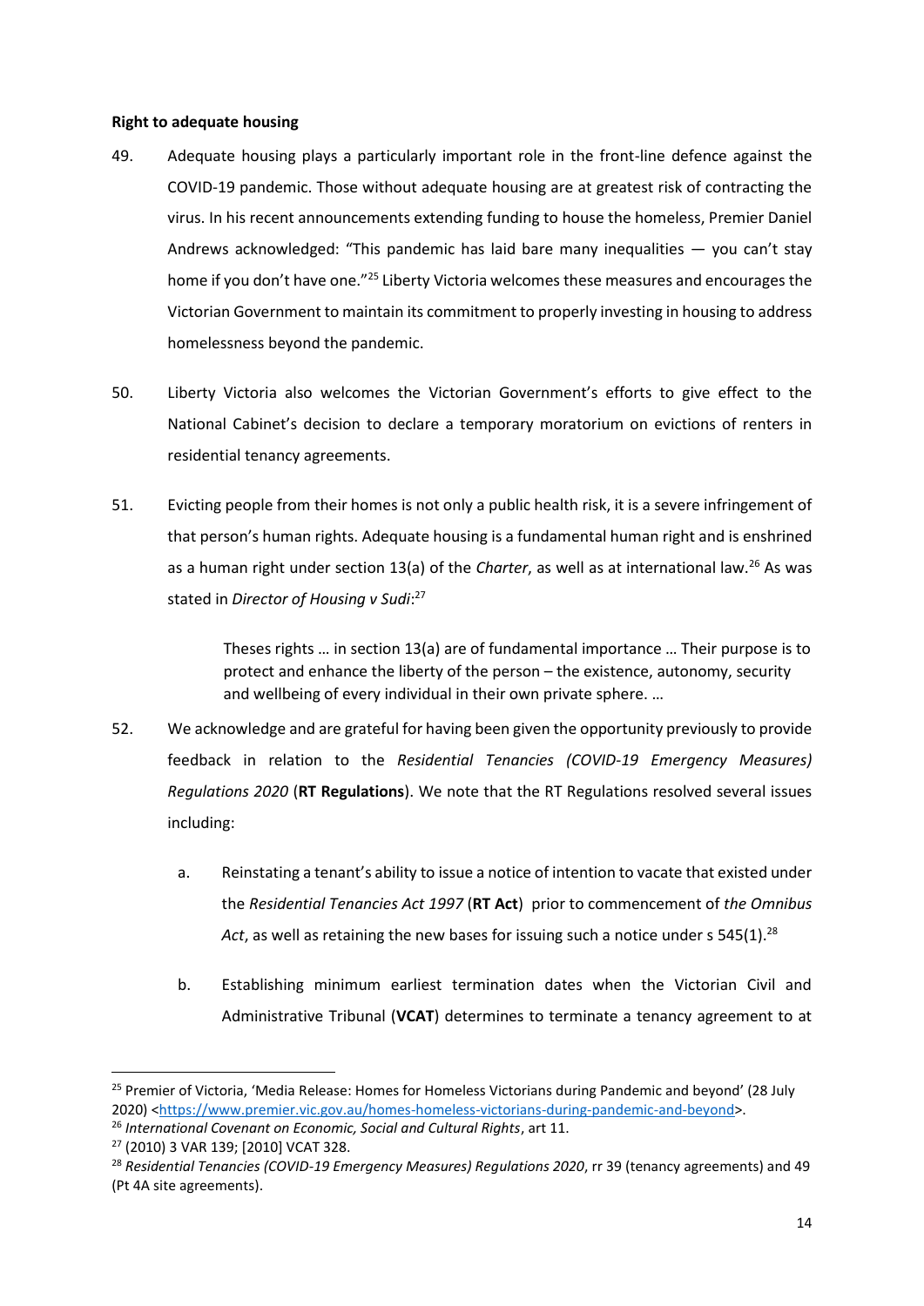**Right to adequate housing**

49. Adequate housing plays a particularly important role in the front-line defence against the COVID-19 pandemic. Those without adequate housing are at greatest risk of contracting the virus. In his recent announcements extending funding to house the homeless, Premier Daniel Andrews acknowledged: "This pandemic has laid bare many inequalities — you can't stay home if you don't have one."[25] Liberty Victoria welcomes these measures and encourages the Victorian Government to maintain its commitment to properly investing in housing to address homelessness beyond the pandemic.

50. Liberty Victoria also welcomes the Victorian Government's efforts to give effect to the National Cabinet's decision to declare a temporary moratorium on evictions of renters in residential tenancy agreements.

51. Evicting people from their homes is not only a public health risk, it is a severe infringement of that person's human rights. Adequate housing is a fundamental human right and is enshrined as a human right under section 13(a) of the *Charter*, as well as at international law.[26] As was stated in *Director of Housing v Sudi*:[27]

> Theses rights … in section 13(a) are of fundamental importance … Their purpose is to protect and enhance the liberty of the person – the existence, autonomy, security and wellbeing of every individual in their own private sphere. …

52. We acknowledge and are grateful for having been given the opportunity previously to provide feedback in relation to the *Residential Tenancies (COVID-19 Emergency Measures) Regulations 2020* (**RT Regulations**). We note that the RT Regulations resolved several issues including:

    a. Reinstating a tenant's ability to issue a notice of intention to vacate that existed under the *Residential Tenancies Act 1997* (**RT Act**) prior to commencement of *the Omnibus Act*, as well as retaining the new bases for issuing such a notice under s 545(1).[28]

    b. Establishing minimum earliest termination dates when the Victorian Civil and Administrative Tribunal (**VCAT**) determines to terminate a tenancy agreement to at

---

[25] Premier of Victoria, 'Media Release: Homes for Homeless Victorians during Pandemic and Beyond' (28 July 2020) <https://www.premier.vic.gov.au/homes-homeless-victorians-during-pandemic-and-beyond>.

[26] *International Covenant on Economic, Social and Cultural Rights*, art 11.

[27] (2010) 3 VAR 139; [2010] VCAT 328.

[28] *Residential Tenancies (COVID-19 Emergency Measures) Regulations 2020*, rr 39 (tenancy agreements) and 49 (Pt 4A site agreements).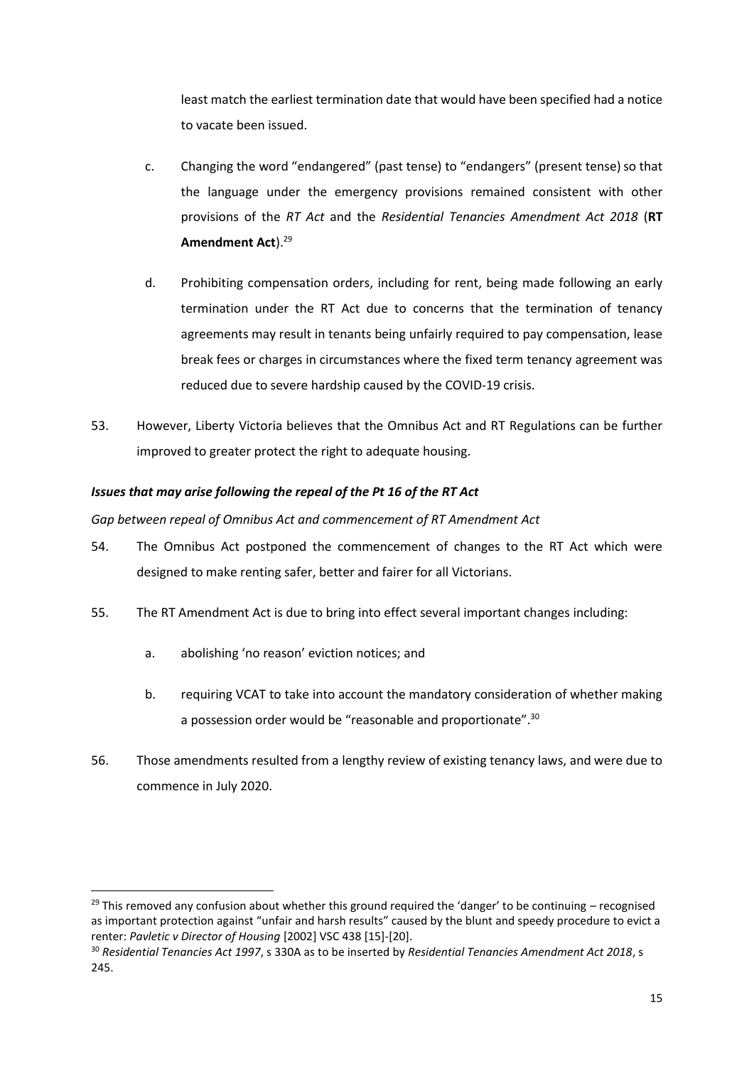least match the earliest termination date that would have been specified had a notice to vacate been issued.

c. Changing the word "endangered" (past tense) to "endangers" (present tense) so that the language under the emergency provisions remained consistent with other provisions of the *RT Act* and the *Residential Tenancies Amendment Act 2018* (**RT Amendment Act**).[29]

d. Prohibiting compensation orders, including for rent, being made following an early termination under the RT Act due to concerns that the termination of tenancy agreements may result in tenants being unfairly required to pay compensation, lease break fees or charges in circumstances where the fixed term tenancy agreement was reduced due to severe hardship caused by the COVID-19 crisis.

53. However, Liberty Victoria believes that the Omnibus Act and RT Regulations can be further improved to greater protect the right to adequate housing.

***Issues that may arise following the repeal of the Pt 16 of the RT Act***

*Gap between repeal of Omnibus Act and commencement of RT Amendment Act*

54. The Omnibus Act postponed the commencement of changes to the RT Act which were designed to make renting safer, better and fairer for all Victorians.

55. The RT Amendment Act is due to bring into effect several important changes including:

    a. abolishing 'no reason' eviction notices; and

    b. requiring VCAT to take into account the mandatory consideration of whether making a possession order would be "reasonable and proportionate".[30]

56. Those amendments resulted from a lengthy review of existing tenancy laws, and were due to commence in July 2020.

---

[29] This removed any confusion about whether this ground required the 'danger' to be continuing – recognised as important protection against "unfair and harsh results" caused by the blunt and speedy procedure to evict a renter: *Pavletic v Director of Housing* [2002] VSC 438 [15]-[20].

[30] *Residential Tenancies Act 1997*, s 330A as to be inserted by *Residential Tenancies Amendment Act 2018*, s 245.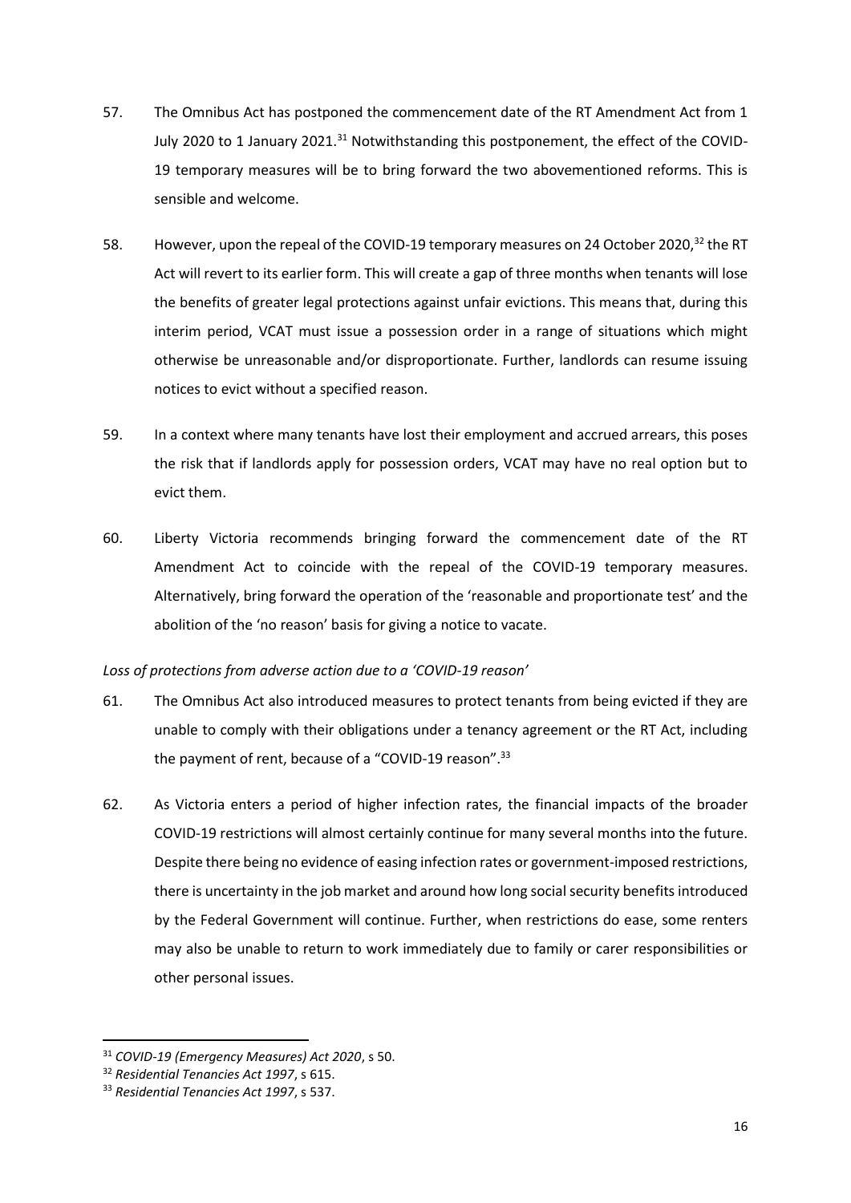57. The Omnibus Act has postponed the commencement date of the RT Amendment Act from 1 July 2020 to 1 January 2021.[31] Notwithstanding this postponement, the effect of the COVID-19 temporary measures will be to bring forward the two abovementioned reforms. This is sensible and welcome.

58. However, upon the repeal of the COVID-19 temporary measures on 24 October 2020,[32] the RT Act will revert to its earlier form. This will create a gap of three months when tenants will lose the benefits of greater legal protections against unfair evictions. This means that, during this interim period, VCAT must issue a possession order in a range of situations which might otherwise be unreasonable and/or disproportionate. Further, landlords can resume issuing notices to evict without a specified reason.

59. In a context where many tenants have lost their employment and accrued arrears, this poses the risk that if landlords apply for possession orders, VCAT may have no real option but to evict them.

60. Liberty Victoria recommends bringing forward the commencement date of the RT Amendment Act to coincide with the repeal of the COVID-19 temporary measures. Alternatively, bring forward the operation of the 'reasonable and proportionate test' and the abolition of the 'no reason' basis for giving a notice to vacate.

*Loss of protections from adverse action due to a 'COVID-19 reason'*

61. The Omnibus Act also introduced measures to protect tenants from being evicted if they are unable to comply with their obligations under a tenancy agreement or the RT Act, including the payment of rent, because of a "COVID-19 reason".[33]

62. As Victoria enters a period of higher infection rates, the financial impacts of the broader COVID-19 restrictions will almost certainly continue for many several months into the future. Despite there being no evidence of easing infection rates or government-imposed restrictions, there is uncertainty in the job market and around how long social security benefits introduced by the Federal Government will continue. Further, when restrictions do ease, some renters may also be unable to return to work immediately due to family or carer responsibilities or other personal issues.

---

[31] *COVID-19 (Emergency Measures) Act 2020*, s 50.

[32] *Residential Tenancies Act 1997*, s 615.

[33] *Residential Tenancies Act 1997*, s 537.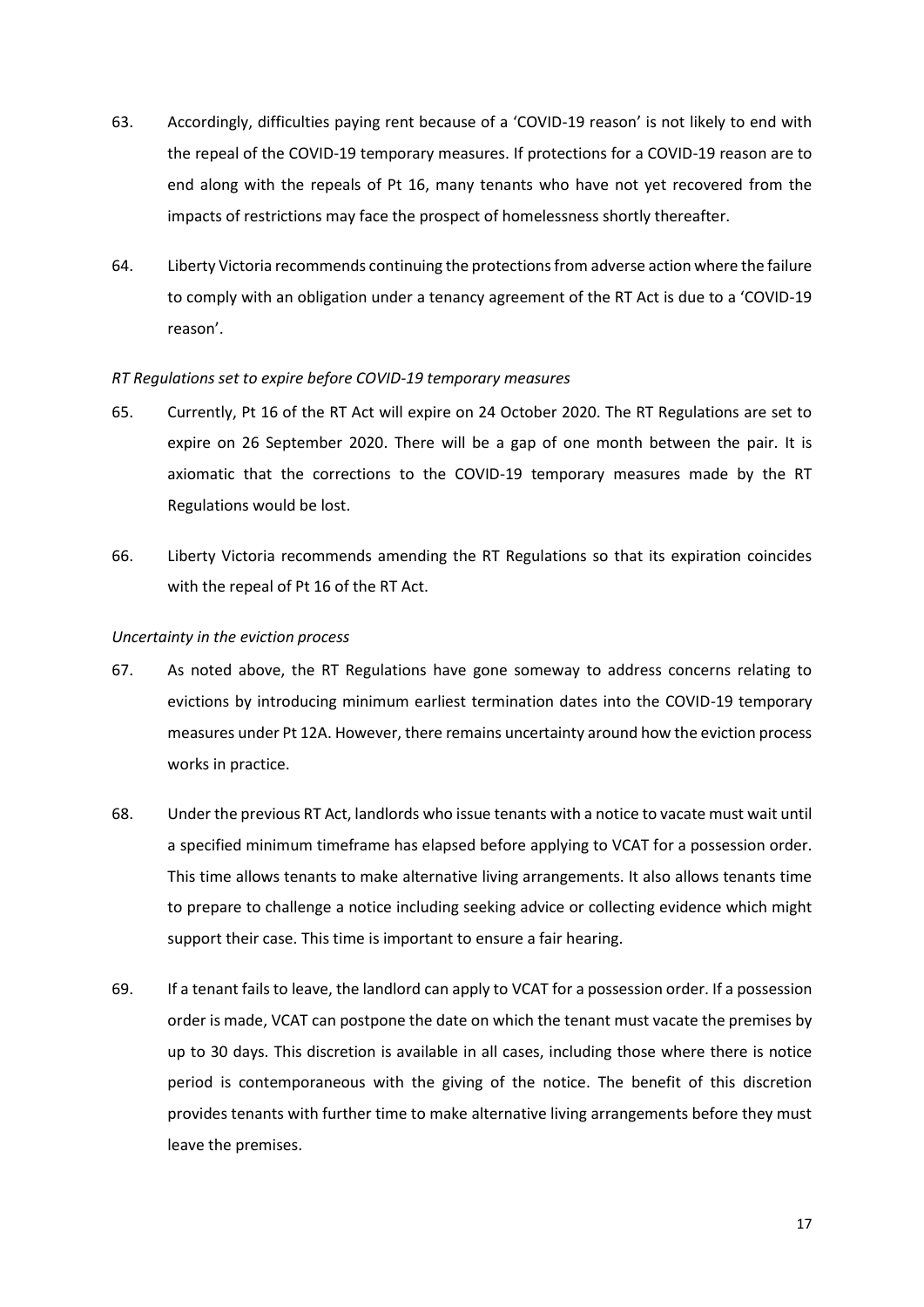63. Accordingly, difficulties paying rent because of a 'COVID-19 reason' is not likely to end with the repeal of the COVID-19 temporary measures. If protections for a COVID-19 reason are to end along with the repeals of Pt 16, many tenants who have not yet recovered from the impacts of restrictions may face the prospect of homelessness shortly thereafter.

64. Liberty Victoria recommends continuing the protections from adverse action where the failure to comply with an obligation under a tenancy agreement of the RT Act is due to a 'COVID-19 reason'.

*RT Regulations set to expire before COVID-19 temporary measures*

65. Currently, Pt 16 of the RT Act will expire on 24 October 2020. The RT Regulations are set to expire on 26 September 2020. There will be a gap of one month between the pair. It is axiomatic that the corrections to the COVID-19 temporary measures made by the RT Regulations would be lost.

66. Liberty Victoria recommends amending the RT Regulations so that its expiration coincides with the repeal of Pt 16 of the RT Act.

*Uncertainty in the eviction process*

67. As noted above, the RT Regulations have gone someway to address concerns relating to evictions by introducing minimum earliest termination dates into the COVID-19 temporary measures under Pt 12A. However, there remains uncertainty around how the eviction process works in practice.

68. Under the previous RT Act, landlords who issue tenants with a notice to vacate must wait until a specified minimum timeframe has elapsed before applying to VCAT for a possession order. This time allows tenants to make alternative living arrangements. It also allows tenants time to prepare to challenge a notice including seeking advice or collecting evidence which might support their case. This time is important to ensure a fair hearing.

69. If a tenant fails to leave, the landlord can apply to VCAT for a possession order. If a possession order is made, VCAT can postpone the date on which the tenant must vacate the premises by up to 30 days. This discretion is available in all cases, including those where there is notice period is contemporaneous with the giving of the notice. The benefit of this discretion provides tenants with further time to make alternative living arrangements before they must leave the premises.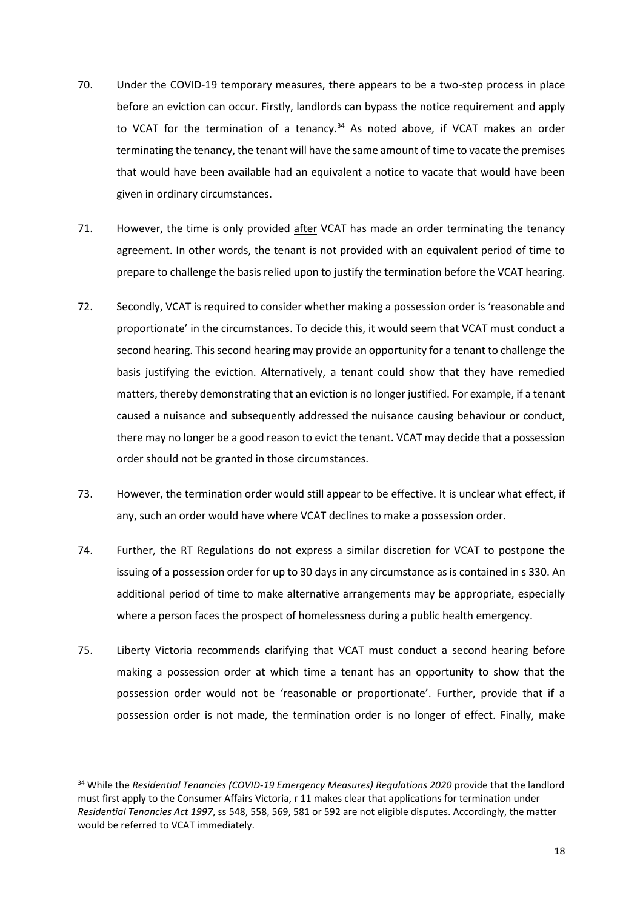70. Under the COVID-19 temporary measures, there appears to be a two-step process in place before an eviction can occur. Firstly, landlords can bypass the notice requirement and apply to VCAT for the termination of a tenancy.[34] As noted above, if VCAT makes an order terminating the tenancy, the tenant will have the same amount of time to vacate the premises that would have been available had an equivalent a notice to vacate that would have been given in ordinary circumstances.

71. However, the time is only provided <u>after</u> VCAT has made an order terminating the tenancy agreement. In other words, the tenant is not provided with an equivalent period of time to prepare to challenge the basis relied upon to justify the termination <u>before</u> the VCAT hearing.

72. Secondly, VCAT is required to consider whether making a possession order is 'reasonable and proportionate' in the circumstances. To decide this, it would seem that VCAT must conduct a second hearing. This second hearing may provide an opportunity for a tenant to challenge the basis justifying the eviction. Alternatively, a tenant could show that they have remedied matters, thereby demonstrating that an eviction is no longer justified. For example, if a tenant caused a nuisance and subsequently addressed the nuisance causing behaviour or conduct, there may no longer be a good reason to evict the tenant. VCAT may decide that a possession order should not be granted in those circumstances.

73. However, the termination order would still appear to be effective. It is unclear what effect, if any, such an order would have where VCAT declines to make a possession order.

74. Further, the RT Regulations do not express a similar discretion for VCAT to postpone the issuing of a possession order for up to 30 days in any circumstance as is contained in s 330. An additional period of time to make alternative arrangements may be appropriate, especially where a person faces the prospect of homelessness during a public health emergency.

75. Liberty Victoria recommends clarifying that VCAT must conduct a second hearing before making a possession order at which time a tenant has an opportunity to show that the possession order would not be 'reasonable or proportionate'. Further, provide that if a possession order is not made, the termination order is no longer of effect. Finally, make

---

[34] While the *Residential Tenancies (COVID-19 Emergency Measures) Regulations 2020* provide that the landlord must first apply to the Consumer Affairs Victoria, r 11 makes clear that applications for termination under *Residential Tenancies Act 1997*, ss 548, 558, 569, 581 or 592 are not eligible disputes. Accordingly, the matter would be referred to VCAT immediately.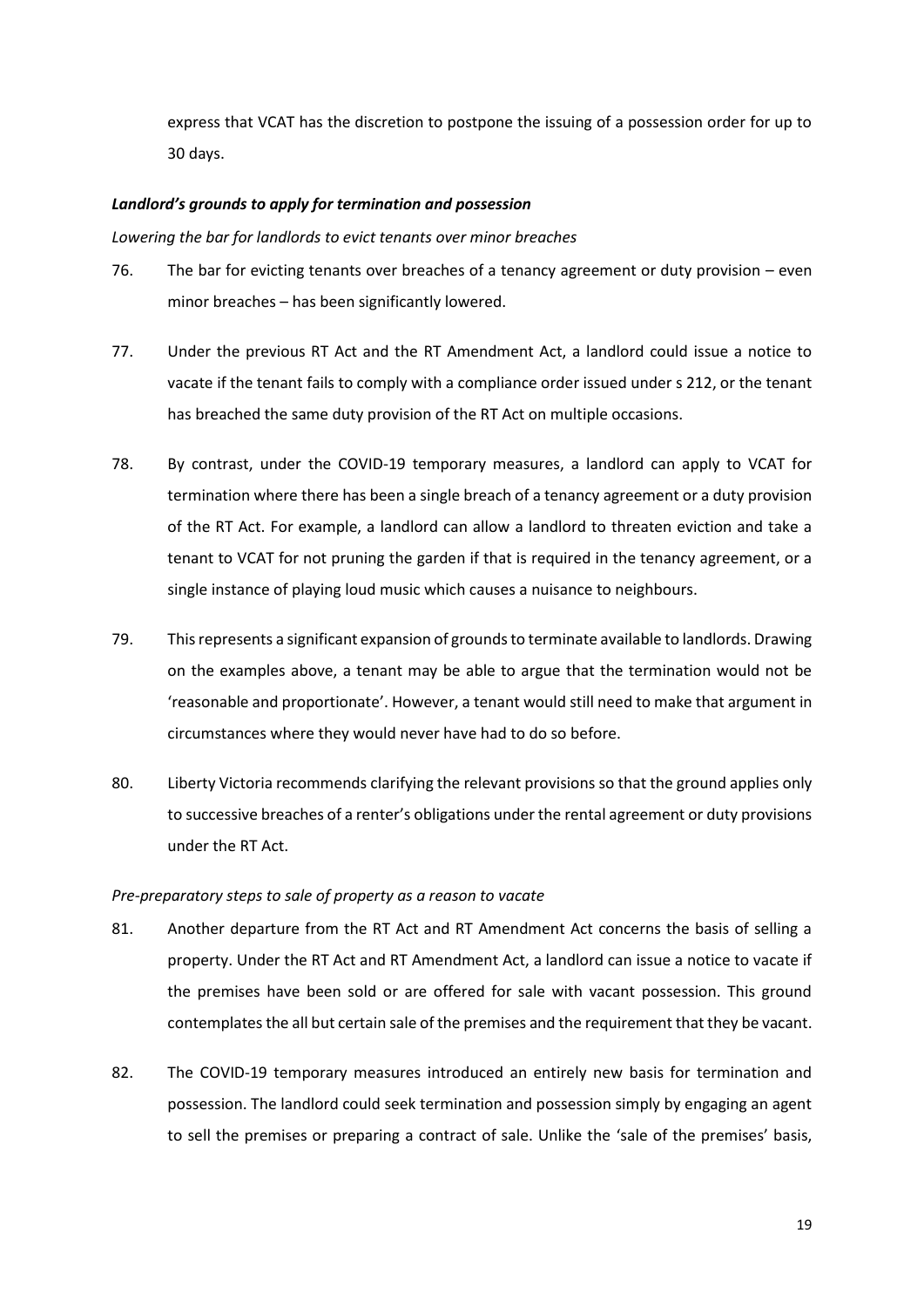express that VCAT has the discretion to postpone the issuing of a possession order for up to 30 days.

***Landlord's grounds to apply for termination and possession***

*Lowering the bar for landlords to evict tenants over minor breaches*

76. The bar for evicting tenants over breaches of a tenancy agreement or duty provision – even minor breaches – has been significantly lowered.

77. Under the previous RT Act and the RT Amendment Act, a landlord could issue a notice to vacate if the tenant fails to comply with a compliance order issued under s 212, or the tenant has breached the same duty provision of the RT Act on multiple occasions.

78. By contrast, under the COVID-19 temporary measures, a landlord can apply to VCAT for termination where there has been a single breach of a tenancy agreement or a duty provision of the RT Act. For example, a landlord can allow a landlord to threaten eviction and take a tenant to VCAT for not pruning the garden if that is required in the tenancy agreement, or a single instance of playing loud music which causes a nuisance to neighbours.

79. This represents a significant expansion of grounds to terminate available to landlords. Drawing on the examples above, a tenant may be able to argue that the termination would not be 'reasonable and proportionate'. However, a tenant would still need to make that argument in circumstances where they would never have had to do so before.

80. Liberty Victoria recommends clarifying the relevant provisions so that the ground applies only to successive breaches of a renter's obligations under the rental agreement or duty provisions under the RT Act.

*Pre-preparatory steps to sale of property as a reason to vacate*

81. Another departure from the RT Act and RT Amendment Act concerns the basis of selling a property. Under the RT Act and RT Amendment Act, a landlord can issue a notice to vacate if the premises have been sold or are offered for sale with vacant possession. This ground contemplates the all but certain sale of the premises and the requirement that they be vacant.

82. The COVID-19 temporary measures introduced an entirely new basis for termination and possession. The landlord could seek termination and possession simply by engaging an agent to sell the premises or preparing a contract of sale. Unlike the 'sale of the premises' basis,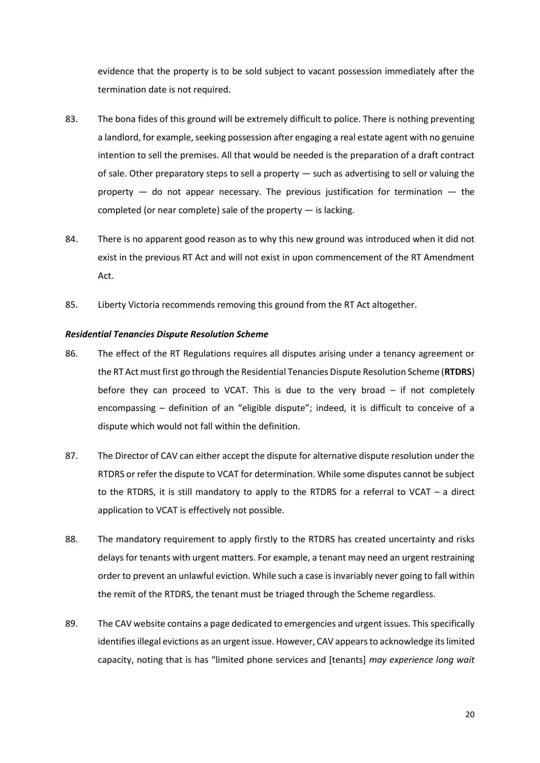evidence that the property is to be sold subject to vacant possession immediately after the termination date is not required.

83. The bona fides of this ground will be extremely difficult to police. There is nothing preventing a landlord, for example, seeking possession after engaging a real estate agent with no genuine intention to sell the premises. All that would be needed is the preparation of a draft contract of sale. Other preparatory steps to sell a property — such as advertising to sell or valuing the property — do not appear necessary. The previous justification for termination — the completed (or near complete) sale of the property — is lacking.

84. There is no apparent good reason as to why this new ground was introduced when it did not exist in the previous RT Act and will not exist in upon commencement of the RT Amendment Act.

85. Liberty Victoria recommends removing this ground from the RT Act altogether.

***Residential Tenancies Dispute Resolution Scheme***

86. The effect of the RT Regulations requires all disputes arising under a tenancy agreement or the RT Act must first go through the Residential Tenancies Dispute Resolution Scheme (**RTDRS**) before they can proceed to VCAT. This is due to the very broad – if not completely encompassing – definition of an "eligible dispute"; indeed, it is difficult to conceive of a dispute which would not fall within the definition.

87. The Director of CAV can either accept the dispute for alternative dispute resolution under the RTDRS or refer the dispute to VCAT for determination. While some disputes cannot be subject to the RTDRS, it is still mandatory to apply to the RTDRS for a referral to VCAT – a direct application to VCAT is effectively not possible.

88. The mandatory requirement to apply firstly to the RTDRS has created uncertainty and risks delays for tenants with urgent matters. For example, a tenant may need an urgent restraining order to prevent an unlawful eviction. While such a case is invariably never going to fall within the remit of the RTDRS, the tenant must be triaged through the Scheme regardless.

89. The CAV website contains a page dedicated to emergencies and urgent issues. This specifically identifies illegal evictions as an urgent issue. However, CAV appears to acknowledge its limited capacity, noting that is has "limited phone services and [tenants] *may experience long wait*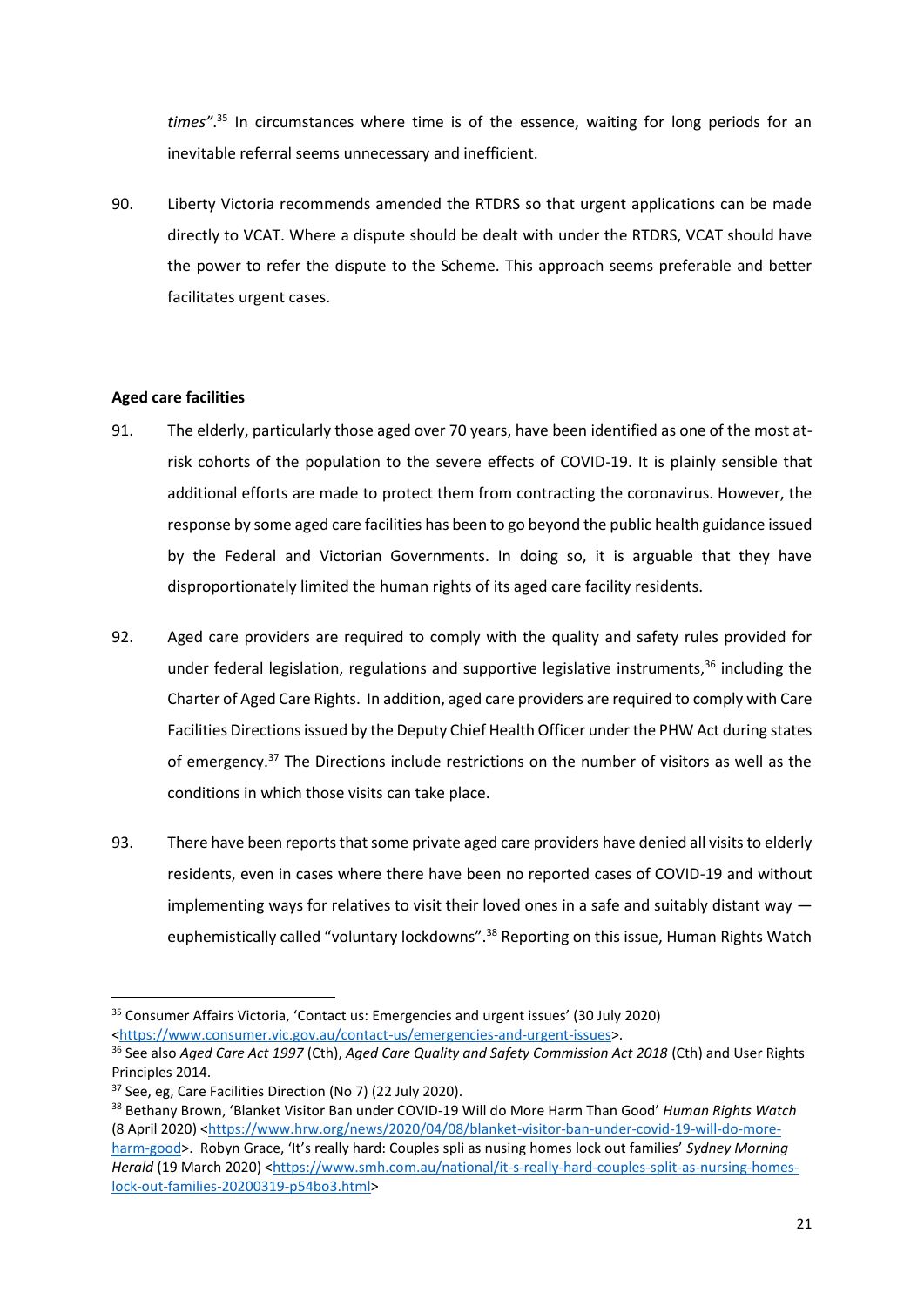*times"*.[35] In circumstances where time is of the essence, waiting for long periods for an inevitable referral seems unnecessary and inefficient.

90. Liberty Victoria recommends amended the RTDRS so that urgent applications can be made directly to VCAT. Where a dispute should be dealt with under the RTDRS, VCAT should have the power to refer the dispute to the Scheme. This approach seems preferable and better facilitates urgent cases.

**Aged care facilities**

91. The elderly, particularly those aged over 70 years, have been identified as one of the most at-risk cohorts of the population to the severe effects of COVID-19. It is plainly sensible that additional efforts are made to protect them from contracting the coronavirus. However, the response by some aged care facilities has been to go beyond the public health guidance issued by the Federal and Victorian Governments. In doing so, it is arguable that they have disproportionately limited the human rights of its aged care facility residents.

92. Aged care providers are required to comply with the quality and safety rules provided for under federal legislation, regulations and supportive legislative instruments,[36] including the Charter of Aged Care Rights. In addition, aged care providers are required to comply with Care Facilities Directions issued by the Deputy Chief Health Officer under the PHW Act during states of emergency.[37] The Directions include restrictions on the number of visitors as well as the conditions in which those visits can take place.

93. There have been reports that some private aged care providers have denied all visits to elderly residents, even in cases where there have been no reported cases of COVID-19 and without implementing ways for relatives to visit their loved ones in a safe and suitably distant way — euphemistically called "voluntary lockdowns".[38] Reporting on this issue, Human Rights Watch

---

[35] Consumer Affairs Victoria, 'Contact us: Emergencies and urgent issues' (30 July 2020) <https://www.consumer.vic.gov.au/contact-us/emergencies-and-urgent-issues>.

[36] See also *Aged Care Act 1997* (Cth), *Aged Care Quality and Safety Commission Act 2018* (Cth) and User Rights Principles 2014.

[37] See, eg, Care Facilities Direction (No 7) (22 July 2020).

[38] Bethany Brown, 'Blanket Visitor Ban under COVID-19 Will do More Harm Than Good' *Human Rights Watch* (8 April 2020) <https://www.hrw.org/news/2020/04/08/blanket-visitor-ban-under-covid-19-will-do-more-harm-good>. Robyn Grace, 'It's really hard: Couples spli as nusing homes lock out families' *Sydney Morning Herald* (19 March 2020) <https://www.smh.com.au/national/it-s-really-hard-couples-split-as-nursing-homes-lock-out-families-20200319-p54bo3.html>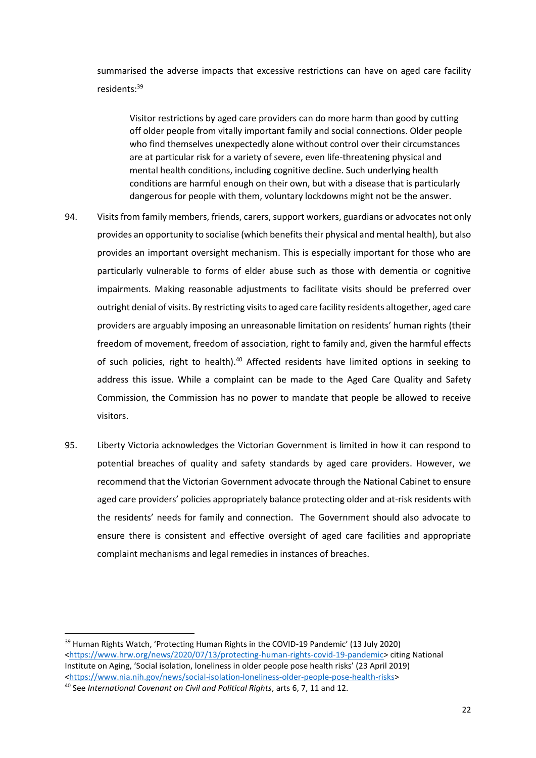summarised the adverse impacts that excessive restrictions can have on aged care facility residents:[39]

> Visitor restrictions by aged care providers can do more harm than good by cutting off older people from vitally important family and social connections. Older people who find themselves unexpectedly alone without control over their circumstances are at particular risk for a variety of severe, even life-threatening physical and mental health conditions, including cognitive decline. Such underlying health conditions are harmful enough on their own, but with a disease that is particularly dangerous for people with them, voluntary lockdowns might not be the answer.

94. Visits from family members, friends, carers, support workers, guardians or advocates not only provides an opportunity to socialise (which benefits their physical and mental health), but also provides an important oversight mechanism. This is especially important for those who are particularly vulnerable to forms of elder abuse such as those with dementia or cognitive impairments. Making reasonable adjustments to facilitate visits should be preferred over outright denial of visits. By restricting visits to aged care facility residents altogether, aged care providers are arguably imposing an unreasonable limitation on residents' human rights (their freedom of movement, freedom of association, right to family and, given the harmful effects of such policies, right to health).[40] Affected residents have limited options in seeking to address this issue. While a complaint can be made to the Aged Care Quality and Safety Commission, the Commission has no power to mandate that people be allowed to receive visitors.

95. Liberty Victoria acknowledges the Victorian Government is limited in how it can respond to potential breaches of quality and safety standards by aged care providers. However, we recommend that the Victorian Government advocate through the National Cabinet to ensure aged care providers' policies appropriately balance protecting older and at-risk residents with the residents' needs for family and connection. The Government should also advocate to ensure there is consistent and effective oversight of aged care facilities and appropriate complaint mechanisms and legal remedies in instances of breaches.

---

[39] Human Rights Watch, 'Protecting Human Rights in the COVID-19 Pandemic' (13 July 2020) <https://www.hrw.org/news/2020/07/13/protecting-human-rights-covid-19-pandemic> citing National Institute on Aging, 'Social isolation, loneliness in older people pose health risks' (23 April 2019) <https://www.nia.nih.gov/news/social-isolation-loneliness-older-people-pose-health-risks>

[40] See *International Covenant on Civil and Political Rights*, arts 6, 7, 11 and 12.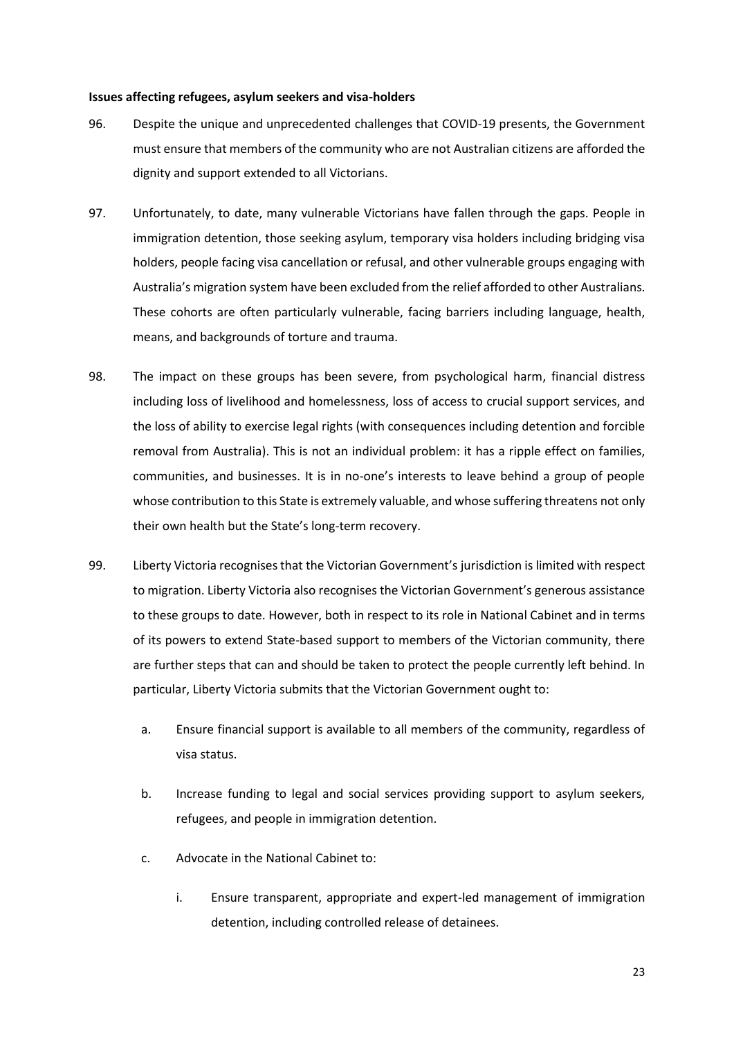**Issues affecting refugees, asylum seekers and visa-holders**

96. Despite the unique and unprecedented challenges that COVID-19 presents, the Government must ensure that members of the community who are not Australian citizens are afforded the dignity and support extended to all Victorians.

97. Unfortunately, to date, many vulnerable Victorians have fallen through the gaps. People in immigration detention, those seeking asylum, temporary visa holders including bridging visa holders, people facing visa cancellation or refusal, and other vulnerable groups engaging with Australia's migration system have been excluded from the relief afforded to other Australians. These cohorts are often particularly vulnerable, facing barriers including language, health, means, and backgrounds of torture and trauma.

98. The impact on these groups has been severe, from psychological harm, financial distress including loss of livelihood and homelessness, loss of access to crucial support services, and the loss of ability to exercise legal rights (with consequences including detention and forcible removal from Australia). This is not an individual problem: it has a ripple effect on families, communities, and businesses. It is in no-one's interests to leave behind a group of people whose contribution to this State is extremely valuable, and whose suffering threatens not only their own health but the State's long-term recovery.

99. Liberty Victoria recognises that the Victorian Government's jurisdiction is limited with respect to migration. Liberty Victoria also recognises the Victorian Government's generous assistance to these groups to date. However, both in respect to its role in National Cabinet and in terms of its powers to extend State-based support to members of the Victorian community, there are further steps that can and should be taken to protect the people currently left behind. In particular, Liberty Victoria submits that the Victorian Government ought to:

    a. Ensure financial support is available to all members of the community, regardless of visa status.

    b. Increase funding to legal and social services providing support to asylum seekers, refugees, and people in immigration detention.

    c. Advocate in the National Cabinet to:

        i. Ensure transparent, appropriate and expert-led management of immigration detention, including controlled release of detainees.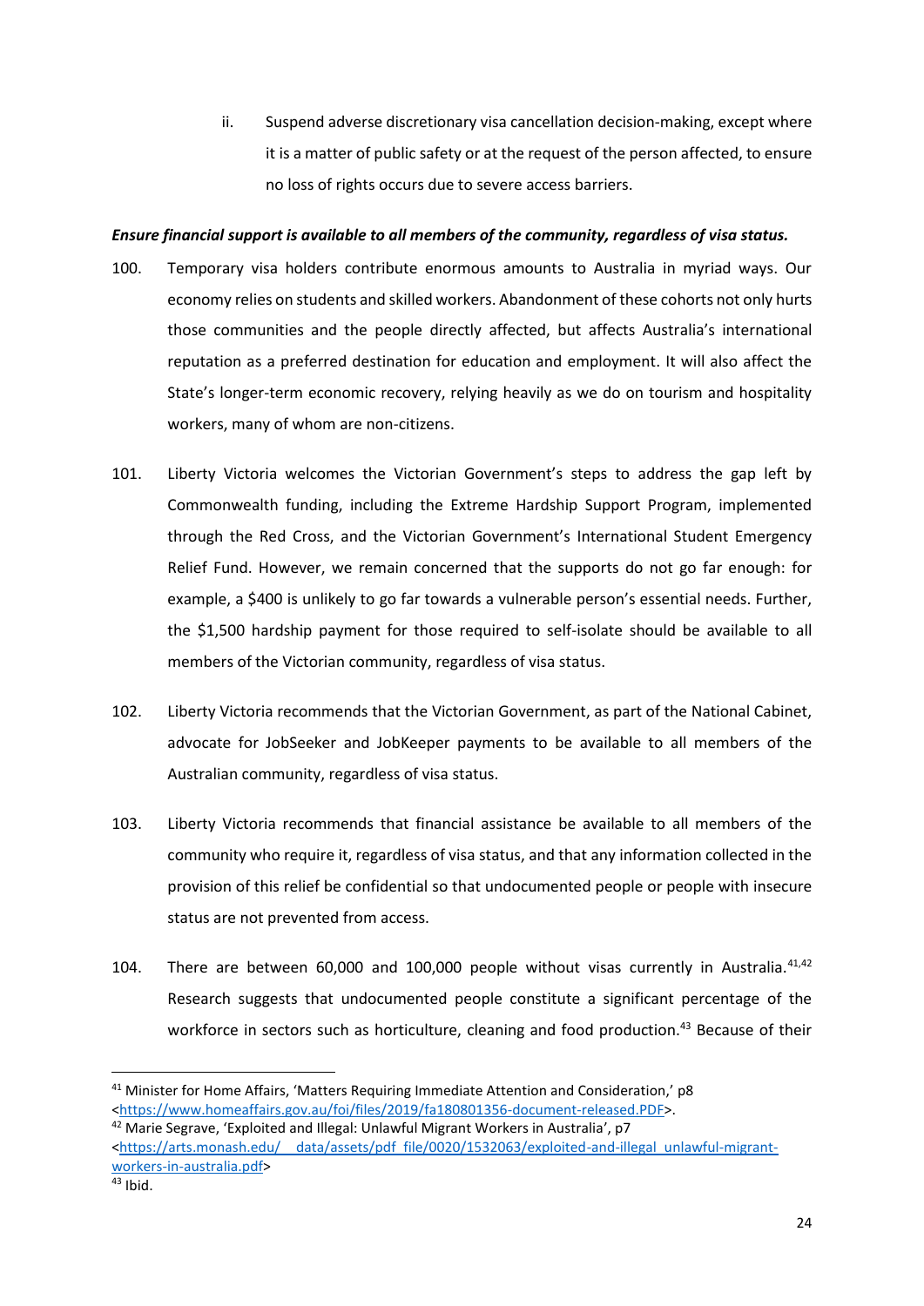ii. Suspend adverse discretionary visa cancellation decision-making, except where it is a matter of public safety or at the request of the person affected, to ensure no loss of rights occurs due to severe access barriers.

***Ensure financial support is available to all members of the community, regardless of visa status.***

100. Temporary visa holders contribute enormous amounts to Australia in myriad ways. Our economy relies on students and skilled workers. Abandonment of these cohorts not only hurts those communities and the people directly affected, but affects Australia's international reputation as a preferred destination for education and employment. It will also affect the State's longer-term economic recovery, relying heavily as we do on tourism and hospitality workers, many of whom are non-citizens.

101. Liberty Victoria welcomes the Victorian Government's steps to address the gap left by Commonwealth funding, including the Extreme Hardship Support Program, implemented through the Red Cross, and the Victorian Government's International Student Emergency Relief Fund. However, we remain concerned that the supports do not go far enough: for example, a $400 is unlikely to go far towards a vulnerable person's essential needs. Further, the $1,500 hardship payment for those required to self-isolate should be available to all members of the Victorian community, regardless of visa status.

102. Liberty Victoria recommends that the Victorian Government, as part of the National Cabinet, advocate for JobSeeker and JobKeeper payments to be available to all members of the Australian community, regardless of visa status.

103. Liberty Victoria recommends that financial assistance be available to all members of the community who require it, regardless of visa status, and that any information collected in the provision of this relief be confidential so that undocumented people or people with insecure status are not prevented from access.

104. There are between 60,000 and 100,000 people without visas currently in Australia.[41,42] Research suggests that undocumented people constitute a significant percentage of the workforce in sectors such as horticulture, cleaning and food production.[43] Because of their

---

[41] Minister for Home Affairs, 'Matters Requiring Immediate Attention and Consideration,' p8 <https://www.homeaffairs.gov.au/foi/files/2019/fa180801356-document-released.PDF>.

[42] Marie Segrave, 'Exploited and Illegal: Unlawful Migrant Workers in Australia', p7 <https://arts.monash.edu/__data/assets/pdf_file/0020/1532063/exploited-and-illegal_unlawful-migrant-workers-in-australia.pdf>

[43] Ibid.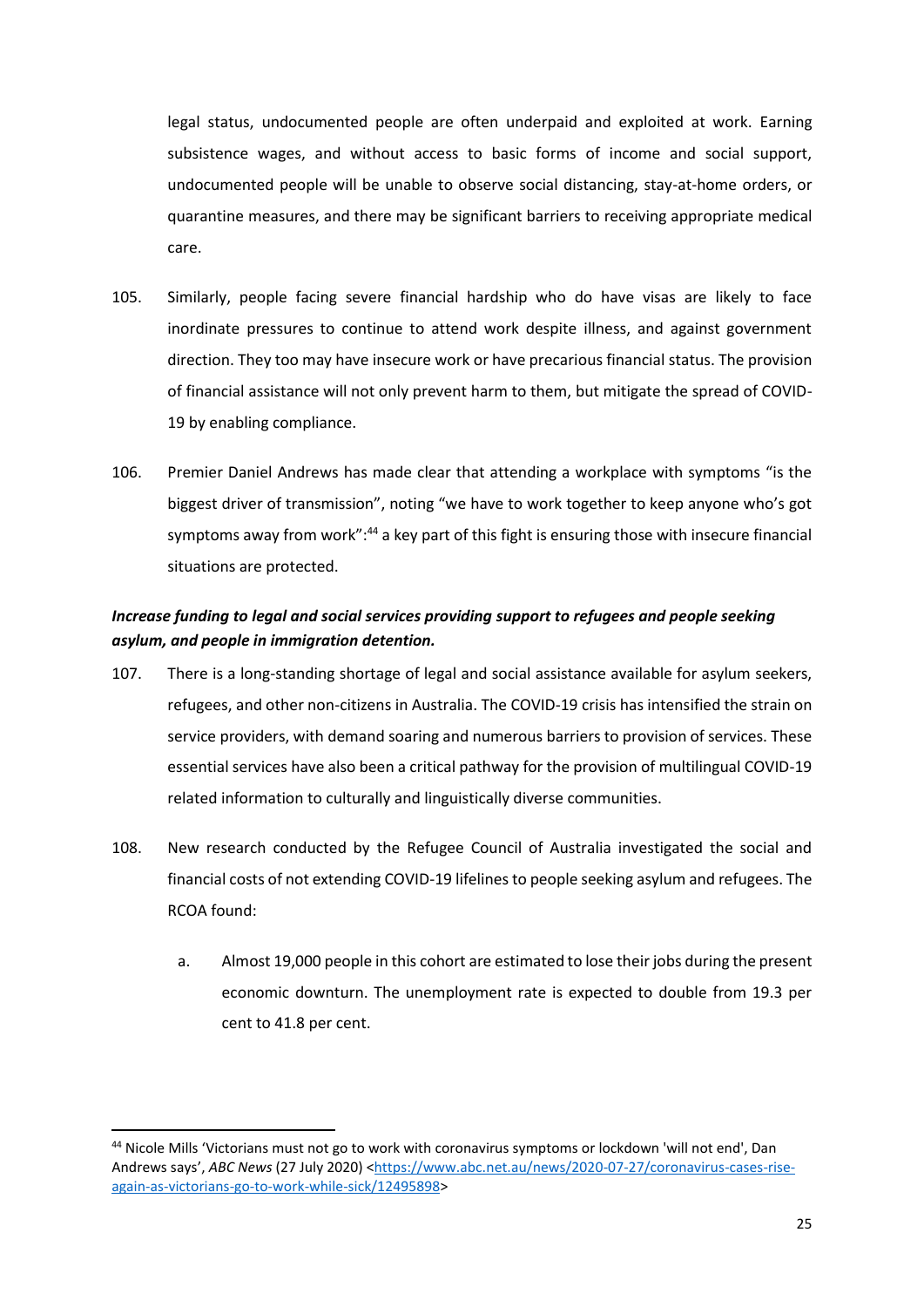legal status, undocumented people are often underpaid and exploited at work. Earning subsistence wages, and without access to basic forms of income and social support, undocumented people will be unable to observe social distancing, stay-at-home orders, or quarantine measures, and there may be significant barriers to receiving appropriate medical care.

105. Similarly, people facing severe financial hardship who do have visas are likely to face inordinate pressures to continue to attend work despite illness, and against government direction. They too may have insecure work or have precarious financial status. The provision of financial assistance will not only prevent harm to them, but mitigate the spread of COVID-19 by enabling compliance.

106. Premier Daniel Andrews has made clear that attending a workplace with symptoms "is the biggest driver of transmission", noting "we have to work together to keep anyone who's got symptoms away from work":[44] a key part of this fight is ensuring those with insecure financial situations are protected.

***Increase funding to legal and social services providing support to refugees and people seeking asylum, and people in immigration detention.***

107. There is a long-standing shortage of legal and social assistance available for asylum seekers, refugees, and other non-citizens in Australia. The COVID-19 crisis has intensified the strain on service providers, with demand soaring and numerous barriers to provision of services. These essential services have also been a critical pathway for the provision of multilingual COVID-19 related information to culturally and linguistically diverse communities.

108. New research conducted by the Refugee Council of Australia investigated the social and financial costs of not extending COVID-19 lifelines to people seeking asylum and refugees. The RCOA found:

    a. Almost 19,000 people in this cohort are estimated to lose their jobs during the present economic downturn. The unemployment rate is expected to double from 19.3 per cent to 41.8 per cent.

---

[44] Nicole Mills 'Victorians must not go to work with coronavirus symptoms or lockdown 'will not end', Dan Andrews says', *ABC News* (27 July 2020) <https://www.abc.net.au/news/2020-07-27/coronavirus-cases-rise-again-as-victorians-go-to-work-while-sick/12495898>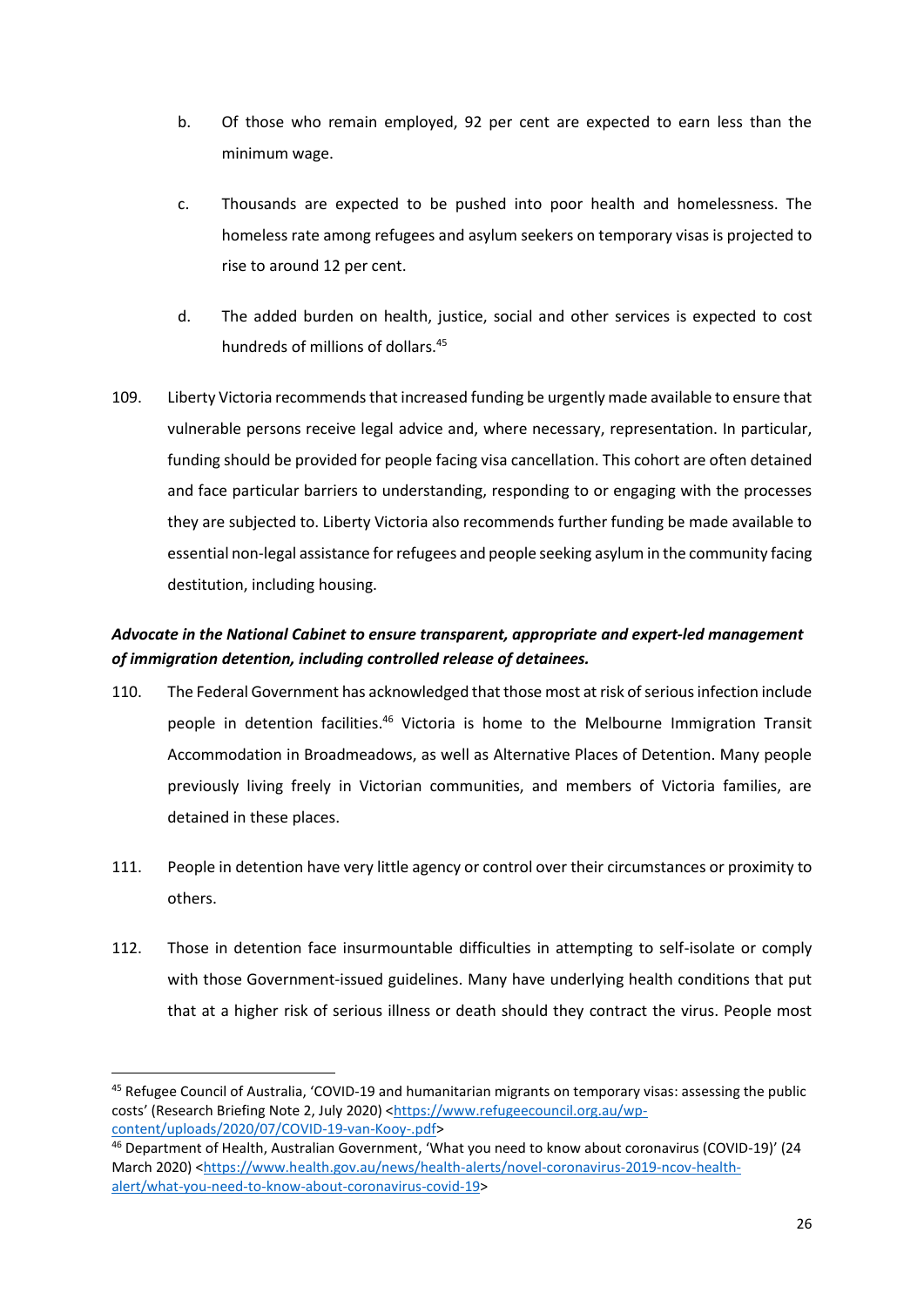b. Of those who remain employed, 92 per cent are expected to earn less than the minimum wage.

c. Thousands are expected to be pushed into poor health and homelessness. The homeless rate among refugees and asylum seekers on temporary visas is projected to rise to around 12 per cent.

d. The added burden on health, justice, social and other services is expected to cost hundreds of millions of dollars.[45]

109. Liberty Victoria recommends that increased funding be urgently made available to ensure that vulnerable persons receive legal advice and, where necessary, representation. In particular, funding should be provided for people facing visa cancellation. This cohort are often detained and face particular barriers to understanding, responding to or engaging with the processes they are subjected to. Liberty Victoria also recommends further funding be made available to essential non-legal assistance for refugees and people seeking asylum in the community facing destitution, including housing.

***Advocate in the National Cabinet to ensure transparent, appropriate and expert-led management of immigration detention, including controlled release of detainees.***

110. The Federal Government has acknowledged that those most at risk of serious infection include people in detention facilities.[46] Victoria is home to the Melbourne Immigration Transit Accommodation in Broadmeadows, as well as Alternative Places of Detention. Many people previously living freely in Victorian communities, and members of Victoria families, are detained in these places.

111. People in detention have very little agency or control over their circumstances or proximity to others.

112. Those in detention face insurmountable difficulties in attempting to self-isolate or comply with those Government-issued guidelines. Many have underlying health conditions that put that at a higher risk of serious illness or death should they contract the virus. People most

---

[45] Refugee Council of Australia, 'COVID-19 and humanitarian migrants on temporary visas: assessing the public costs' (Research Briefing Note 2, July 2020) <https://www.refugeecouncil.org.au/wp-content/uploads/2020/07/COVID-19-van-Kooy-.pdf>

[46] Department of Health, Australian Government, 'What you need to know about coronavirus (COVID-19)' (24 March 2020) <https://www.health.gov.au/news/health-alerts/novel-coronavirus-2019-ncov-health-alert/what-you-need-to-know-about-coronavirus-covid-19>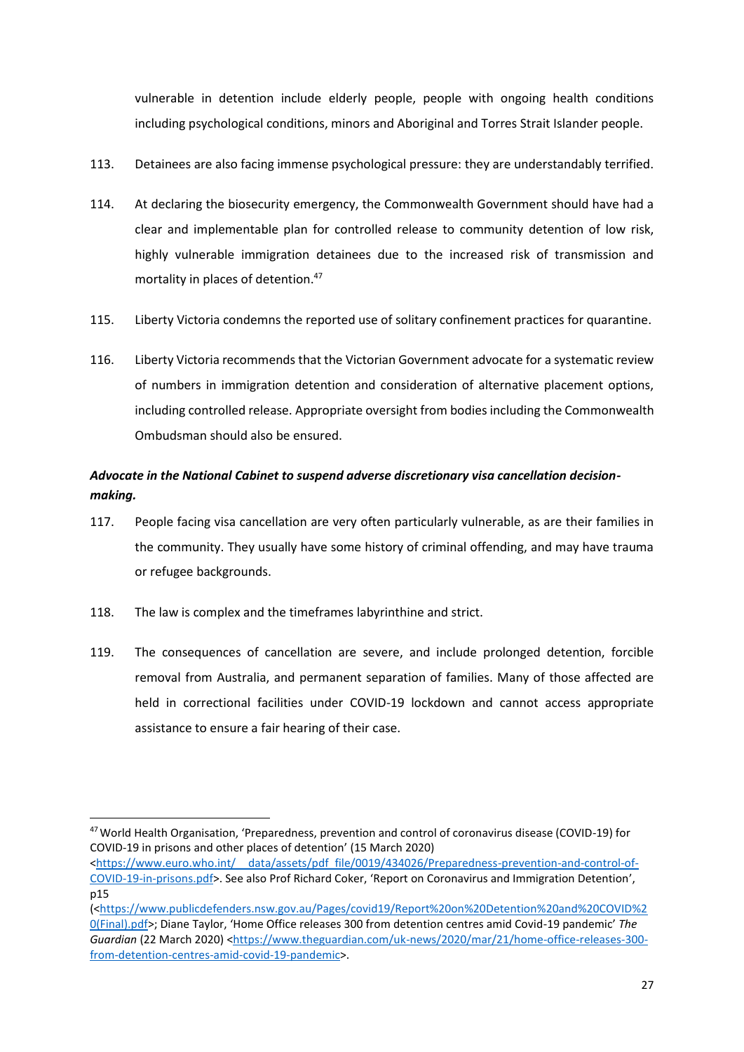vulnerable in detention include elderly people, people with ongoing health conditions including psychological conditions, minors and Aboriginal and Torres Strait Islander people.

113. Detainees are also facing immense psychological pressure: they are understandably terrified.

114. At declaring the biosecurity emergency, the Commonwealth Government should have had a clear and implementable plan for controlled release to community detention of low risk, highly vulnerable immigration detainees due to the increased risk of transmission and mortality in places of detention.[47]

115. Liberty Victoria condemns the reported use of solitary confinement practices for quarantine.

116. Liberty Victoria recommends that the Victorian Government advocate for a systematic review of numbers in immigration detention and consideration of alternative placement options, including controlled release. Appropriate oversight from bodies including the Commonwealth Ombudsman should also be ensured.

***Advocate in the National Cabinet to suspend adverse discretionary visa cancellation decision-making.***

117. People facing visa cancellation are very often particularly vulnerable, as are their families in the community. They usually have some history of criminal offending, and may have trauma or refugee backgrounds.

118. The law is complex and the timeframes labyrinthine and strict.

119. The consequences of cancellation are severe, and include prolonged detention, forcible removal from Australia, and permanent separation of families. Many of those affected are held in correctional facilities under COVID-19 lockdown and cannot access appropriate assistance to ensure a fair hearing of their case.

---

[47] World Health Organisation, 'Preparedness, prevention and control of coronavirus disease (COVID-19) for COVID-19 in prisons and other places of detention' (15 March 2020) <https://www.euro.who.int/__data/assets/pdf_file/0019/434026/Preparedness-prevention-and-control-of-COVID-19-in-prisons.pdf>. See also Prof Richard Coker, 'Report on Coronavirus and Immigration Detention', p15 (<https://www.publicdefenders.nsw.gov.au/Pages/covid19/Report%20on%20Detention%20and%20COVID%20(Final).pdf>; Diane Taylor, 'Home Office releases 300 from detention centres amid Covid-19 pandemic' *The Guardian* (22 March 2020) <https://www.theguardian.com/uk-news/2020/mar/21/home-office-releases-300-from-detention-centres-amid-covid-19-pandemic>.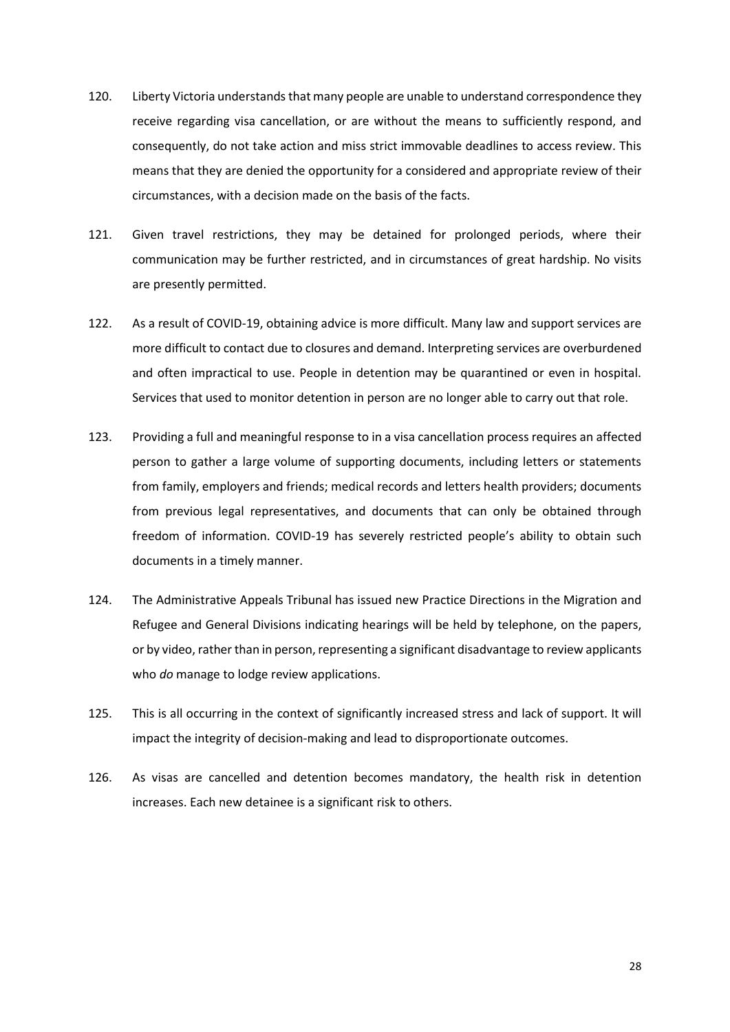120. Liberty Victoria understands that many people are unable to understand correspondence they receive regarding visa cancellation, or are without the means to sufficiently respond, and consequently, do not take action and miss strict immovable deadlines to access review. This means that they are denied the opportunity for a considered and appropriate review of their circumstances, with a decision made on the basis of the facts.

121. Given travel restrictions, they may be detained for prolonged periods, where their communication may be further restricted, and in circumstances of great hardship. No visits are presently permitted.

122. As a result of COVID-19, obtaining advice is more difficult. Many law and support services are more difficult to contact due to closures and demand. Interpreting services are overburdened and often impractical to use. People in detention may be quarantined or even in hospital. Services that used to monitor detention in person are no longer able to carry out that role.

123. Providing a full and meaningful response to in a visa cancellation process requires an affected person to gather a large volume of supporting documents, including letters or statements from family, employers and friends; medical records and letters health providers; documents from previous legal representatives, and documents that can only be obtained through freedom of information. COVID-19 has severely restricted people's ability to obtain such documents in a timely manner.

124. The Administrative Appeals Tribunal has issued new Practice Directions in the Migration and Refugee and General Divisions indicating hearings will be held by telephone, on the papers, or by video, rather than in person, representing a significant disadvantage to review applicants who *do* manage to lodge review applications.

125. This is all occurring in the context of significantly increased stress and lack of support. It will impact the integrity of decision-making and lead to disproportionate outcomes.

126. As visas are cancelled and detention becomes mandatory, the health risk in detention increases. Each new detainee is a significant risk to others.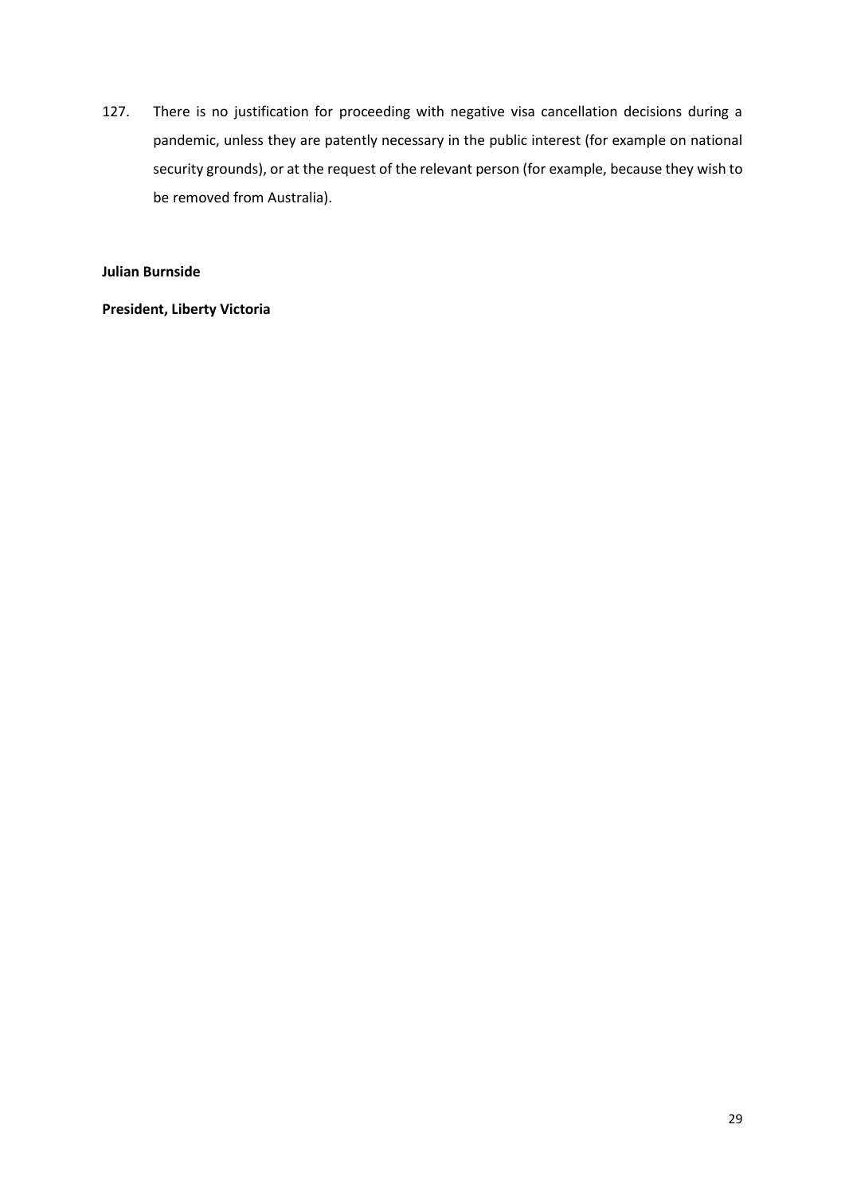127. There is no justification for proceeding with negative visa cancellation decisions during a pandemic, unless they are patently necessary in the public interest (for example on national security grounds), or at the request of the relevant person (for example, because they wish to be removed from Australia).

**Julian Burnside**

**President, Liberty Victoria**